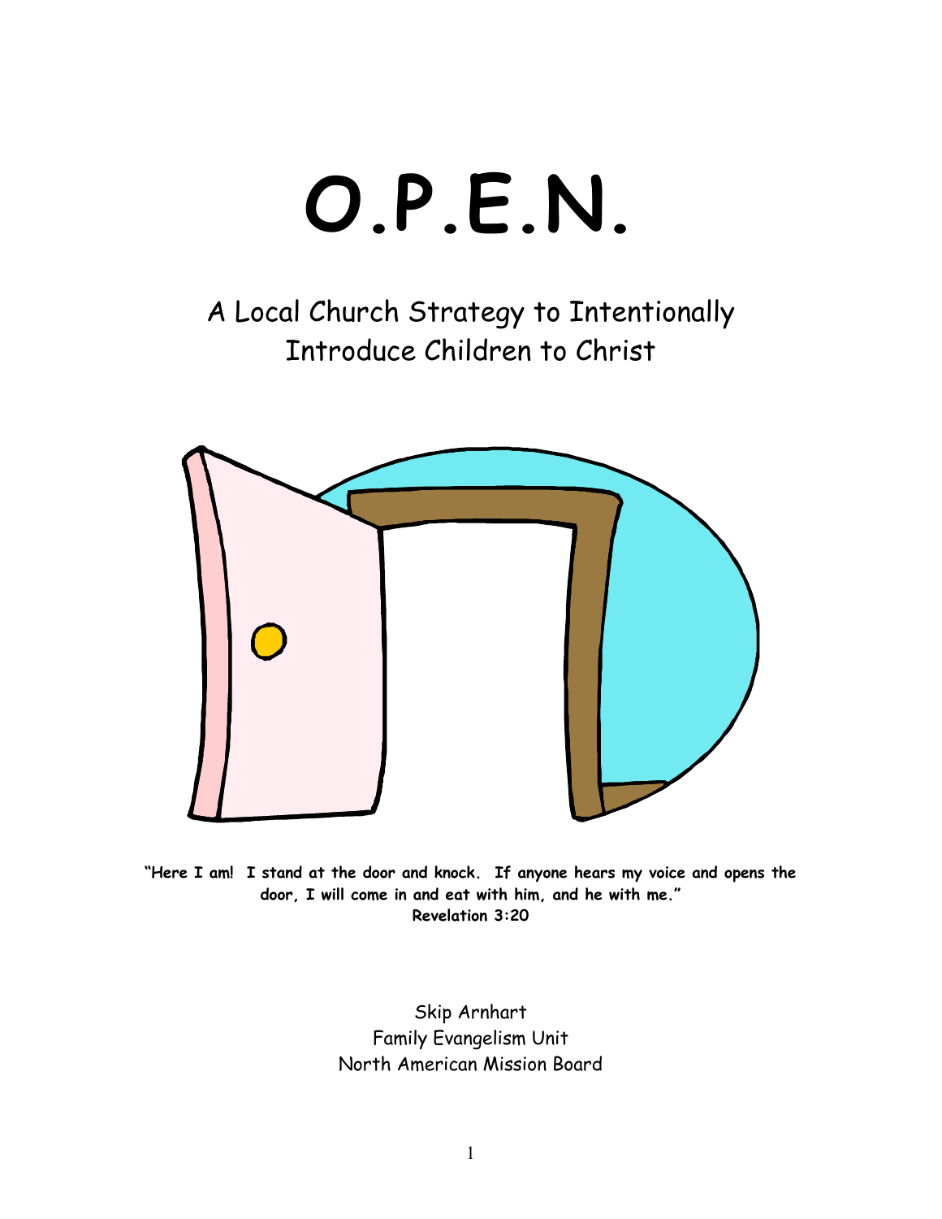# O.P.E.N.

## A Local Church Strategy to Intentionally Introduce Children to Christ

**"Here I am! I stand at the door and knock. If anyone hears my voice and opens the door, I will come in and eat with him, and he with me."**
**Revelation 3:20**

Skip Arnhart
Family Evangelism Unit
North American Mission Board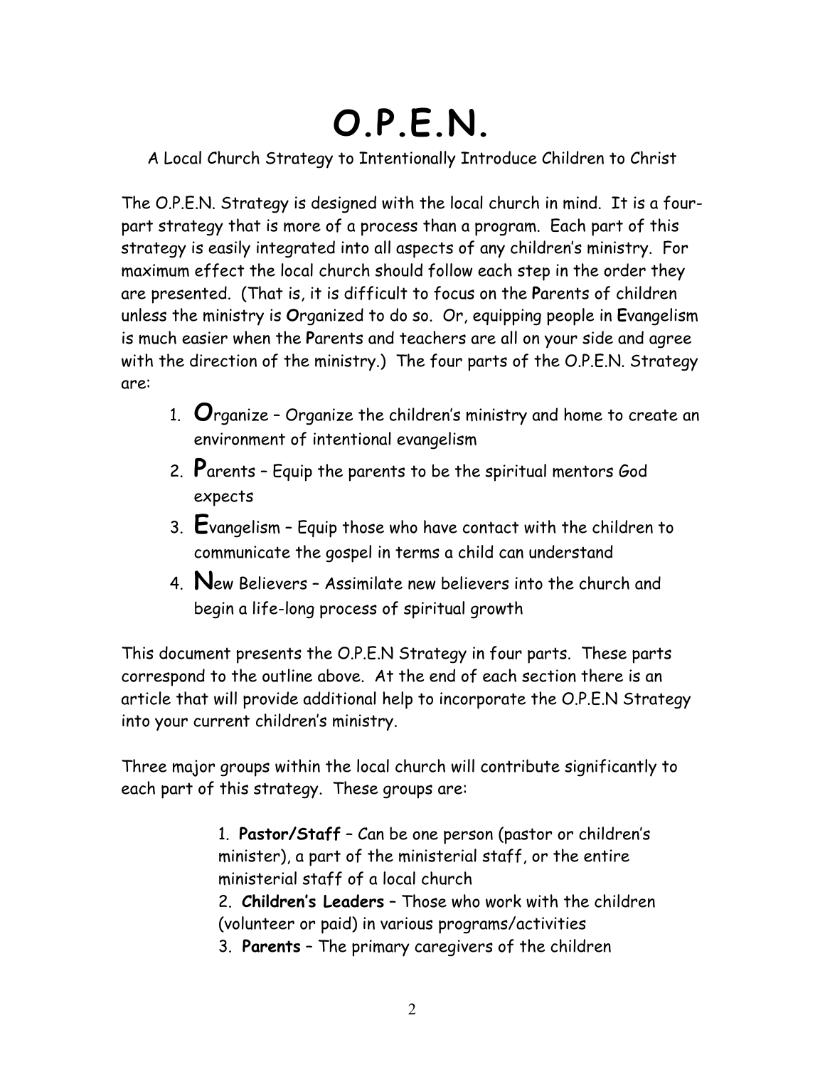# O.P.E.N.

A Local Church Strategy to Intentionally Introduce Children to Christ

The O.P.E.N. Strategy is designed with the local church in mind. It is a four-part strategy that is more of a process than a program. Each part of this strategy is easily integrated into all aspects of any children's ministry. For maximum effect the local church should follow each step in the order they are presented. (That is, it is difficult to focus on the **P**arents of children unless the ministry is **O**rganized to do so. Or, equipping people in **E**vangelism is much easier when the **P**arents and teachers are all on your side and agree with the direction of the ministry.) The four parts of the O.P.E.N. Strategy are:

1. **O**rganize – Organize the children's ministry and home to create an environment of intentional evangelism
2. **P**arents – Equip the parents to be the spiritual mentors God expects
3. **E**vangelism – Equip those who have contact with the children to communicate the gospel in terms a child can understand
4. **N**ew Believers – Assimilate new believers into the church and begin a life-long process of spiritual growth

This document presents the O.P.E.N Strategy in four parts. These parts correspond to the outline above. At the end of each section there is an article that will provide additional help to incorporate the O.P.E.N Strategy into your current children's ministry.

Three major groups within the local church will contribute significantly to each part of this strategy. These groups are:

1. **Pastor/Staff** – Can be one person (pastor or children's minister), a part of the ministerial staff, or the entire ministerial staff of a local church
2. **Children's Leaders** – Those who work with the children (volunteer or paid) in various programs/activities
3. **Parents** – The primary caregivers of the children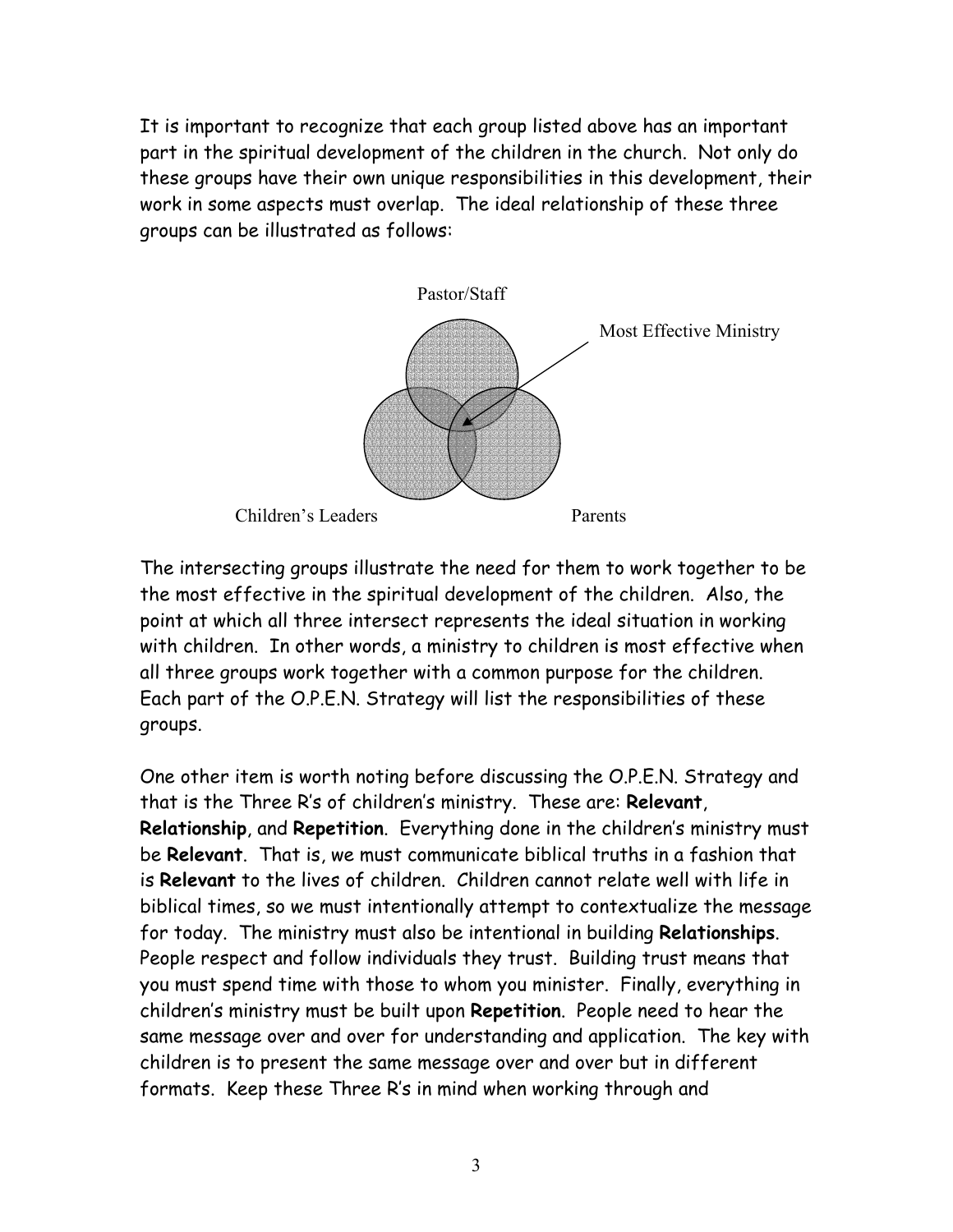It is important to recognize that each group listed above has an important part in the spiritual development of the children in the church. Not only do these groups have their own unique responsibilities in this development, their work in some aspects must overlap. The ideal relationship of these three groups can be illustrated as follows:

Pastor/Staff

Most Effective Ministry

Children's Leaders

Parents

The intersecting groups illustrate the need for them to work together to be the most effective in the spiritual development of the children. Also, the point at which all three intersect represents the ideal situation in working with children. In other words, a ministry to children is most effective when all three groups work together with a common purpose for the children. Each part of the O.P.E.N. Strategy will list the responsibilities of these groups.

One other item is worth noting before discussing the O.P.E.N. Strategy and that is the Three R's of children's ministry. These are: **Relevant**, **Relationship**, and **Repetition**. Everything done in the children's ministry must be **Relevant**. That is, we must communicate biblical truths in a fashion that is **Relevant** to the lives of children. Children cannot relate well with life in biblical times, so we must intentionally attempt to contextualize the message for today. The ministry must also be intentional in building **Relationships**. People respect and follow individuals they trust. Building trust means that you must spend time with those to whom you minister. Finally, everything in children's ministry must be built upon **Repetition**. People need to hear the same message over and over for understanding and application. The key with children is to present the same message over and over but in different formats. Keep these Three R's in mind when working through and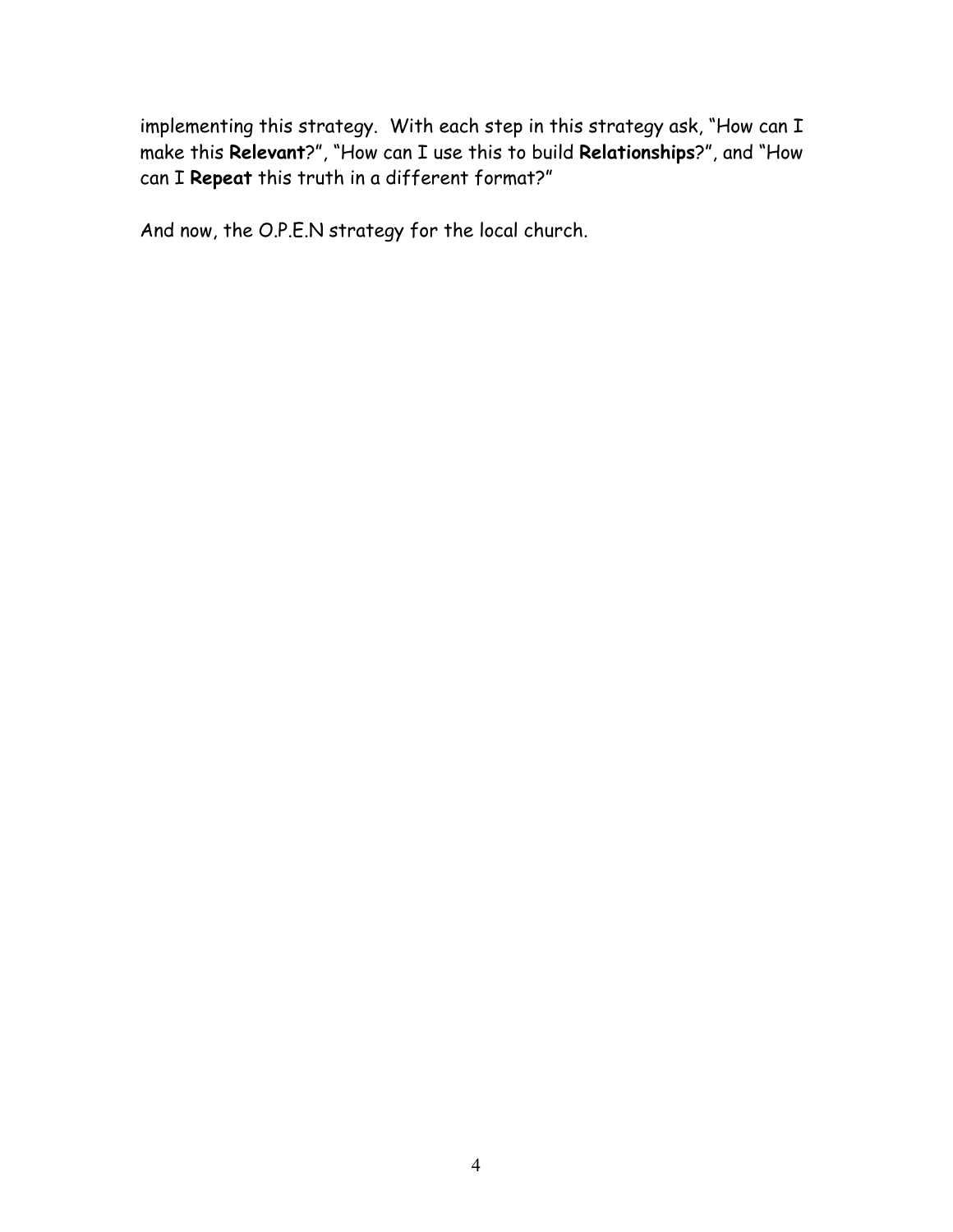implementing this strategy. With each step in this strategy ask, "How can I make this **Relevant**?", "How can I use this to build **Relationships**?", and "How can I **Repeat** this truth in a different format?"

And now, the O.P.E.N strategy for the local church.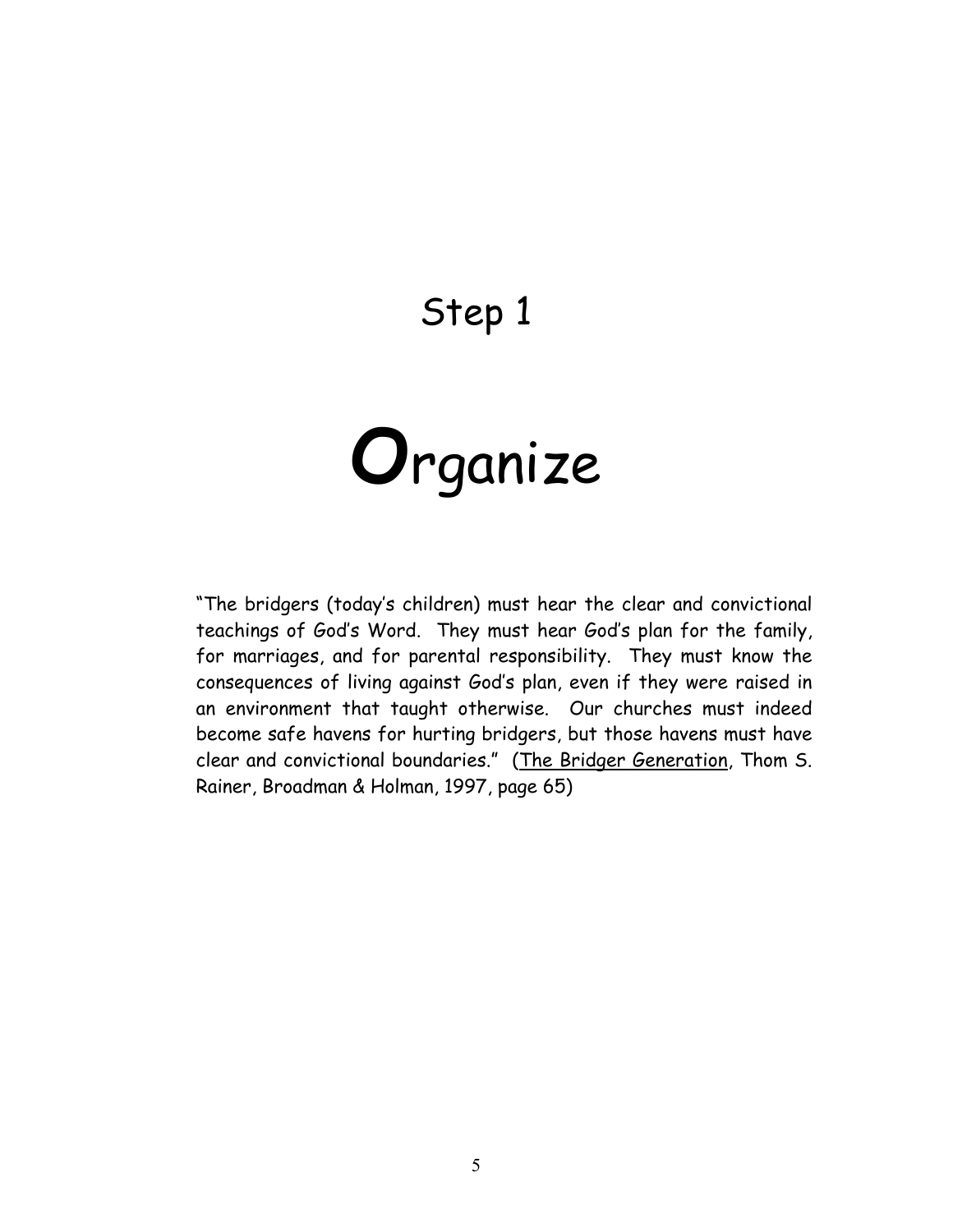# Step 1

# **O**rganize

"The bridgers (today's children) must hear the clear and convictional teachings of God's Word. They must hear God's plan for the family, for marriages, and for parental responsibility. They must know the consequences of living against God's plan, even if they were raised in an environment that taught otherwise. Our churches must indeed become safe havens for hurting bridgers, but those havens must have clear and convictional boundaries." (<u>The Bridger Generation</u>, Thom S. Rainer, Broadman & Holman, 1997, page 65)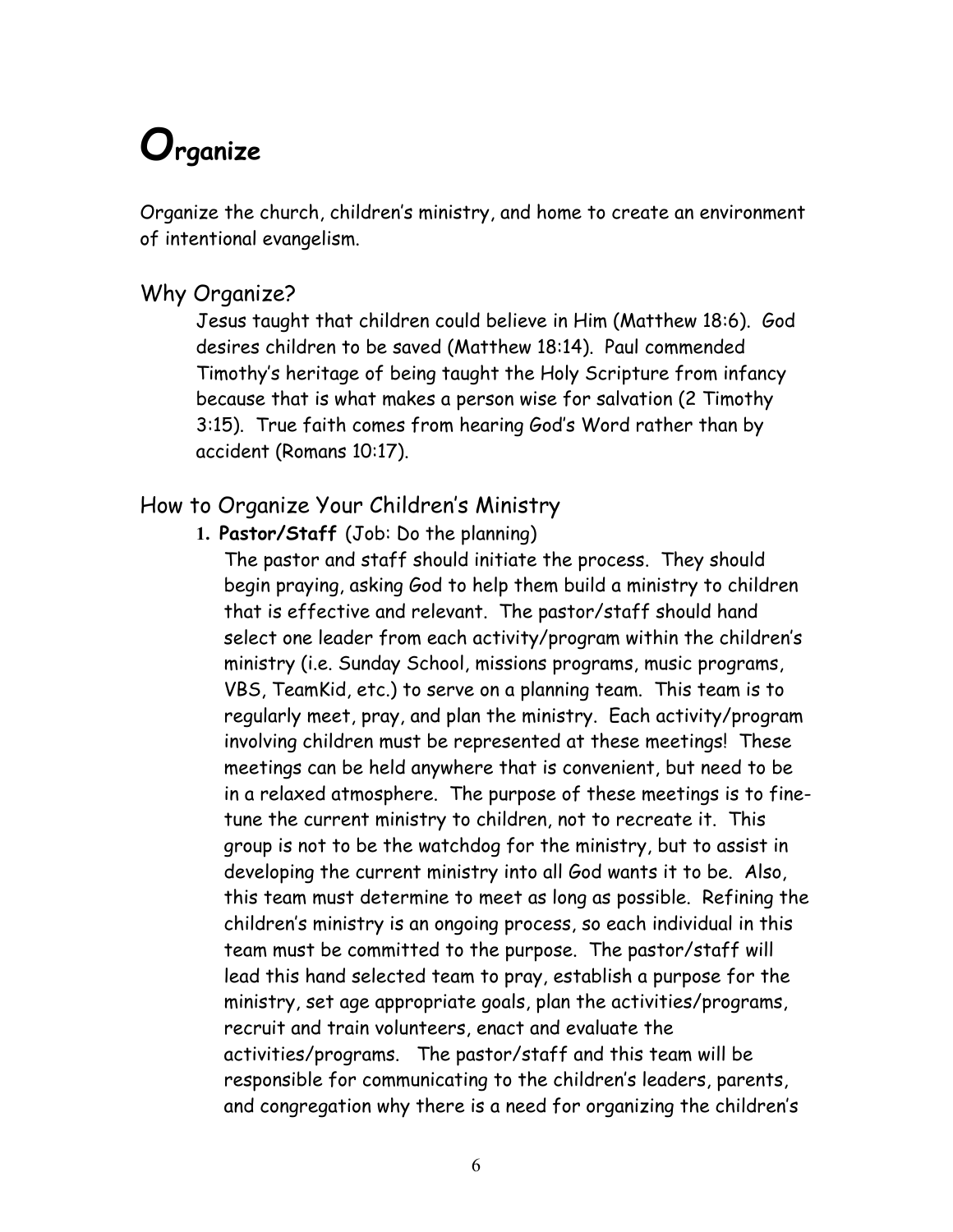# Organize

Organize the church, children's ministry, and home to create an environment of intentional evangelism.

## Why Organize?

Jesus taught that children could believe in Him (Matthew 18:6). God desires children to be saved (Matthew 18:14). Paul commended Timothy's heritage of being taught the Holy Scripture from infancy because that is what makes a person wise for salvation (2 Timothy 3:15). True faith comes from hearing God's Word rather than by accident (Romans 10:17).

## How to Organize Your Children's Ministry

1. **Pastor/Staff** (Job: Do the planning)

   The pastor and staff should initiate the process. They should begin praying, asking God to help them build a ministry to children that is effective and relevant. The pastor/staff should hand select one leader from each activity/program within the children's ministry (i.e. Sunday School, missions programs, music programs, VBS, TeamKid, etc.) to serve on a planning team. This team is to regularly meet, pray, and plan the ministry. Each activity/program involving children must be represented at these meetings! These meetings can be held anywhere that is convenient, but need to be in a relaxed atmosphere. The purpose of these meetings is to fine-tune the current ministry to children, not to recreate it. This group is not to be the watchdog for the ministry, but to assist in developing the current ministry into all God wants it to be. Also, this team must determine to meet as long as possible. Refining the children's ministry is an ongoing process, so each individual in this team must be committed to the purpose. The pastor/staff will lead this hand selected team to pray, establish a purpose for the ministry, set age appropriate goals, plan the activities/programs, recruit and train volunteers, enact and evaluate the activities/programs. The pastor/staff and this team will be responsible for communicating to the children's leaders, parents, and congregation why there is a need for organizing the children's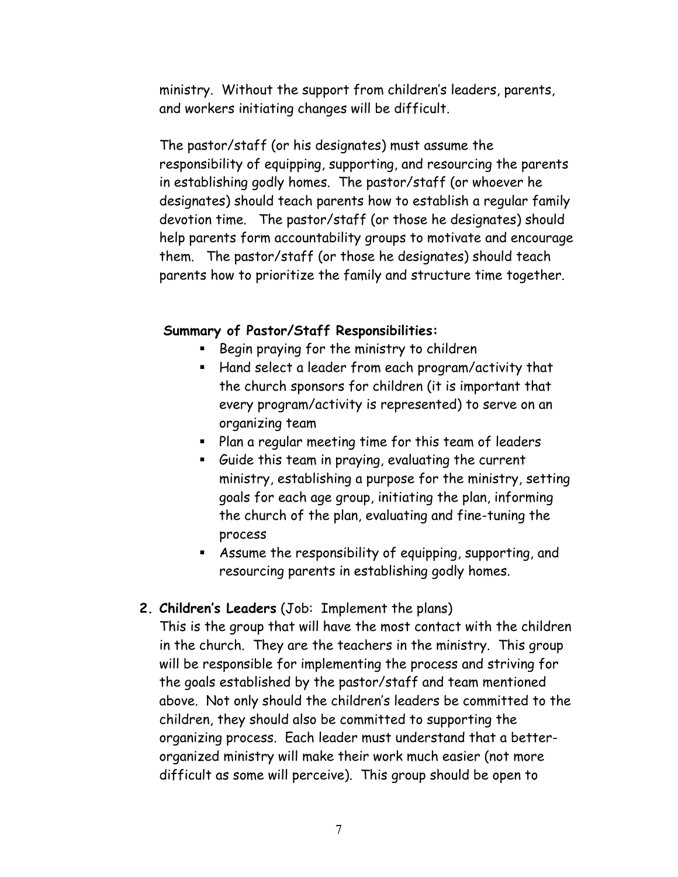ministry. Without the support from children's leaders, parents, and workers initiating changes will be difficult.

The pastor/staff (or his designates) must assume the responsibility of equipping, supporting, and resourcing the parents in establishing godly homes. The pastor/staff (or whoever he designates) should teach parents how to establish a regular family devotion time. The pastor/staff (or those he designates) should help parents form accountability groups to motivate and encourage them. The pastor/staff (or those he designates) should teach parents how to prioritize the family and structure time together.

**Summary of Pastor/Staff Responsibilities:**

- Begin praying for the ministry to children
- Hand select a leader from each program/activity that the church sponsors for children (it is important that every program/activity is represented) to serve on an organizing team
- Plan a regular meeting time for this team of leaders
- Guide this team in praying, evaluating the current ministry, establishing a purpose for the ministry, setting goals for each age group, initiating the plan, informing the church of the plan, evaluating and fine-tuning the process
- Assume the responsibility of equipping, supporting, and resourcing parents in establishing godly homes.

2. **Children's Leaders** (Job: Implement the plans)
This is the group that will have the most contact with the children in the church. They are the teachers in the ministry. This group will be responsible for implementing the process and striving for the goals established by the pastor/staff and team mentioned above. Not only should the children's leaders be committed to the children, they should also be committed to supporting the organizing process. Each leader must understand that a better-organized ministry will make their work much easier (not more difficult as some will perceive). This group should be open to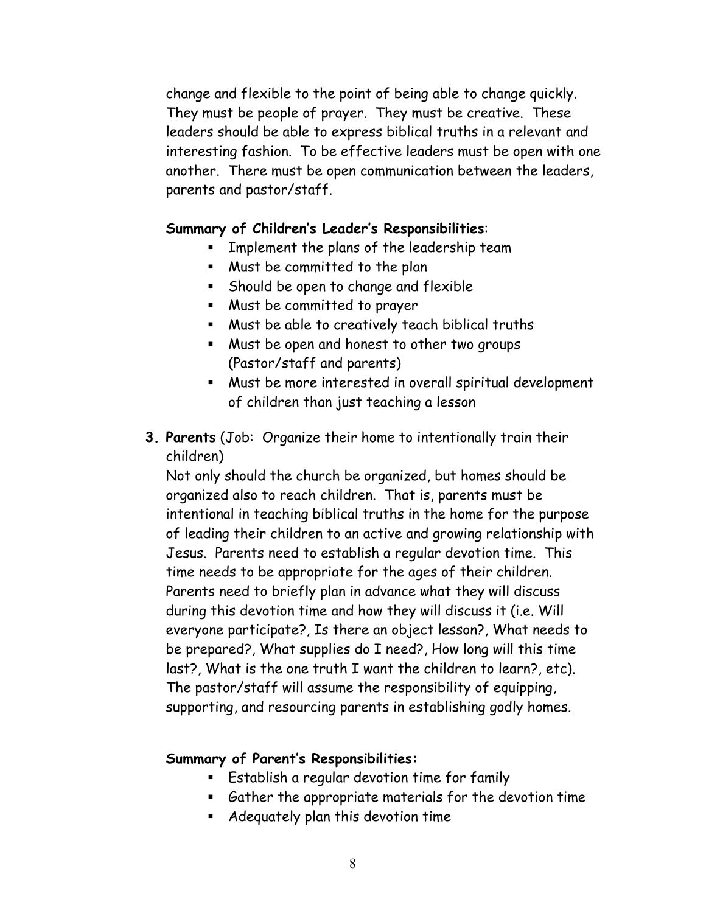change and flexible to the point of being able to change quickly. They must be people of prayer. They must be creative. These leaders should be able to express biblical truths in a relevant and interesting fashion. To be effective leaders must be open with one another. There must be open communication between the leaders, parents and pastor/staff.

**Summary of Children's Leader's Responsibilities**:

- Implement the plans of the leadership team
- Must be committed to the plan
- Should be open to change and flexible
- Must be committed to prayer
- Must be able to creatively teach biblical truths
- Must be open and honest to other two groups (Pastor/staff and parents)
- Must be more interested in overall spiritual development of children than just teaching a lesson

**3. Parents** (Job: Organize their home to intentionally train their children)

Not only should the church be organized, but homes should be organized also to reach children. That is, parents must be intentional in teaching biblical truths in the home for the purpose of leading their children to an active and growing relationship with Jesus. Parents need to establish a regular devotion time. This time needs to be appropriate for the ages of their children. Parents need to briefly plan in advance what they will discuss during this devotion time and how they will discuss it (i.e. Will everyone participate?, Is there an object lesson?, What needs to be prepared?, What supplies do I need?, How long will this time last?, What is the one truth I want the children to learn?, etc). The pastor/staff will assume the responsibility of equipping, supporting, and resourcing parents in establishing godly homes.

**Summary of Parent's Responsibilities:**

- Establish a regular devotion time for family
- Gather the appropriate materials for the devotion time
- Adequately plan this devotion time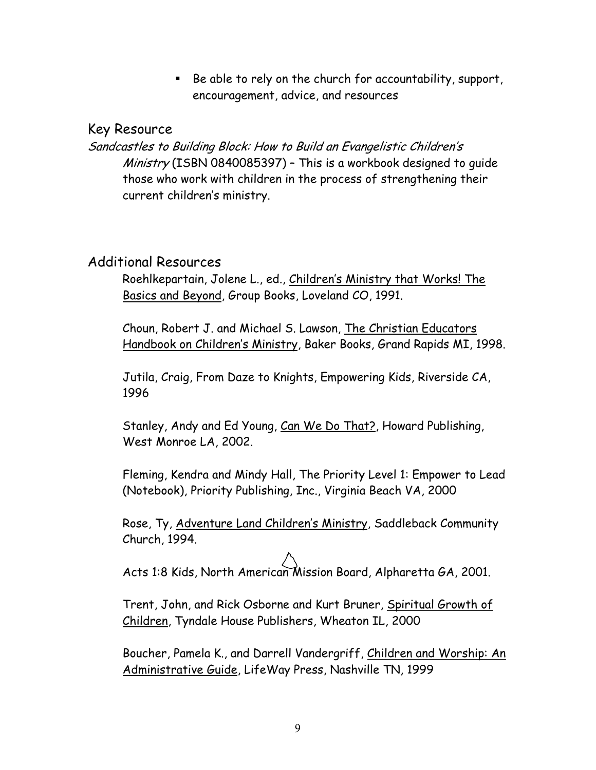- Be able to rely on the church for accountability, support, encouragement, advice, and resources

## Key Resource

*Sandcastles to Building Block: How to Build an Evangelistic Children's Ministry* (ISBN 0840085397) – This is a workbook designed to guide those who work with children in the process of strengthening their current children's ministry.

## Additional Resources

Roehlkepartain, Jolene L., ed., Children's Ministry that Works! The Basics and Beyond, Group Books, Loveland CO, 1991.

Choun, Robert J. and Michael S. Lawson, The Christian Educators Handbook on Children's Ministry, Baker Books, Grand Rapids MI, 1998.

Jutila, Craig, From Daze to Knights, Empowering Kids, Riverside CA, 1996

Stanley, Andy and Ed Young, Can We Do That?, Howard Publishing, West Monroe LA, 2002.

Fleming, Kendra and Mindy Hall, The Priority Level 1: Empower to Lead (Notebook), Priority Publishing, Inc., Virginia Beach VA, 2000

Rose, Ty, Adventure Land Children's Ministry, Saddleback Community Church, 1994.

Acts 1:8 Kids, North American Mission Board, Alpharetta GA, 2001.

Trent, John, and Rick Osborne and Kurt Bruner, Spiritual Growth of Children, Tyndale House Publishers, Wheaton IL, 2000

Boucher, Pamela K., and Darrell Vandergriff, Children and Worship: An Administrative Guide, LifeWay Press, Nashville TN, 1999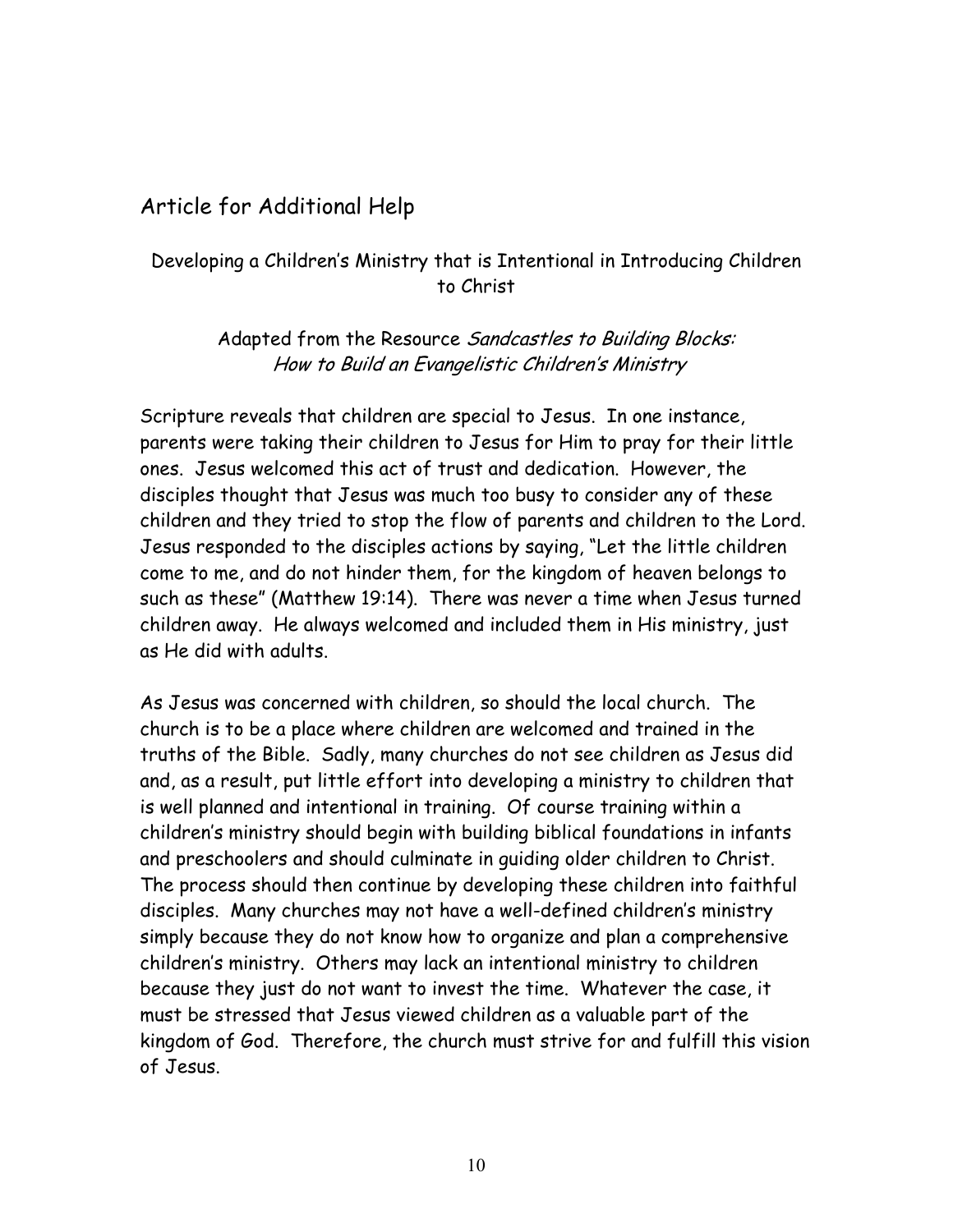## Article for Additional Help

### Developing a Children's Ministry that is Intentional in Introducing Children to Christ

Adapted from the Resource *Sandcastles to Building Blocks: How to Build an Evangelistic Children's Ministry*

Scripture reveals that children are special to Jesus. In one instance, parents were taking their children to Jesus for Him to pray for their little ones. Jesus welcomed this act of trust and dedication. However, the disciples thought that Jesus was much too busy to consider any of these children and they tried to stop the flow of parents and children to the Lord. Jesus responded to the disciples actions by saying, "Let the little children come to me, and do not hinder them, for the kingdom of heaven belongs to such as these" (Matthew 19:14). There was never a time when Jesus turned children away. He always welcomed and included them in His ministry, just as He did with adults.

As Jesus was concerned with children, so should the local church. The church is to be a place where children are welcomed and trained in the truths of the Bible. Sadly, many churches do not see children as Jesus did and, as a result, put little effort into developing a ministry to children that is well planned and intentional in training. Of course training within a children's ministry should begin with building biblical foundations in infants and preschoolers and should culminate in guiding older children to Christ. The process should then continue by developing these children into faithful disciples. Many churches may not have a well-defined children's ministry simply because they do not know how to organize and plan a comprehensive children's ministry. Others may lack an intentional ministry to children because they just do not want to invest the time. Whatever the case, it must be stressed that Jesus viewed children as a valuable part of the kingdom of God. Therefore, the church must strive for and fulfill this vision of Jesus.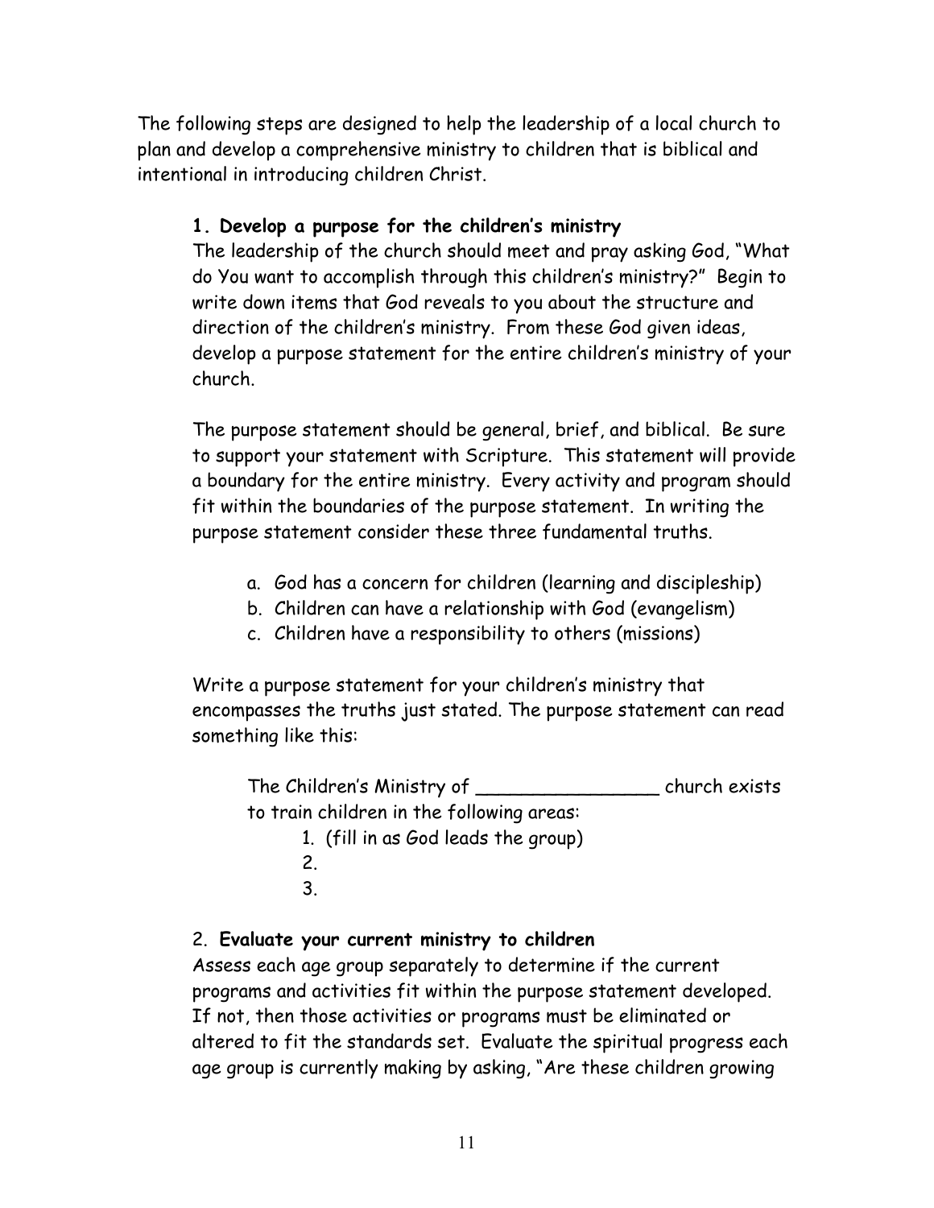The following steps are designed to help the leadership of a local church to plan and develop a comprehensive ministry to children that is biblical and intentional in introducing children Christ.

**1. Develop a purpose for the children's ministry**

The leadership of the church should meet and pray asking God, "What do You want to accomplish through this children's ministry?" Begin to write down items that God reveals to you about the structure and direction of the children's ministry. From these God given ideas, develop a purpose statement for the entire children's ministry of your church.

The purpose statement should be general, brief, and biblical. Be sure to support your statement with Scripture. This statement will provide a boundary for the entire ministry. Every activity and program should fit within the boundaries of the purpose statement. In writing the purpose statement consider these three fundamental truths.

a. God has a concern for children (learning and discipleship)
b. Children can have a relationship with God (evangelism)
c. Children have a responsibility to others (missions)

Write a purpose statement for your children's ministry that encompasses the truths just stated. The purpose statement can read something like this:

> The Children's Ministry of ________________ church exists to train children in the following areas:
>
> 1. (fill in as God leads the group)
> 2.
> 3.

2. **Evaluate your current ministry to children**

Assess each age group separately to determine if the current programs and activities fit within the purpose statement developed. If not, then those activities or programs must be eliminated or altered to fit the standards set. Evaluate the spiritual progress each age group is currently making by asking, "Are these children growing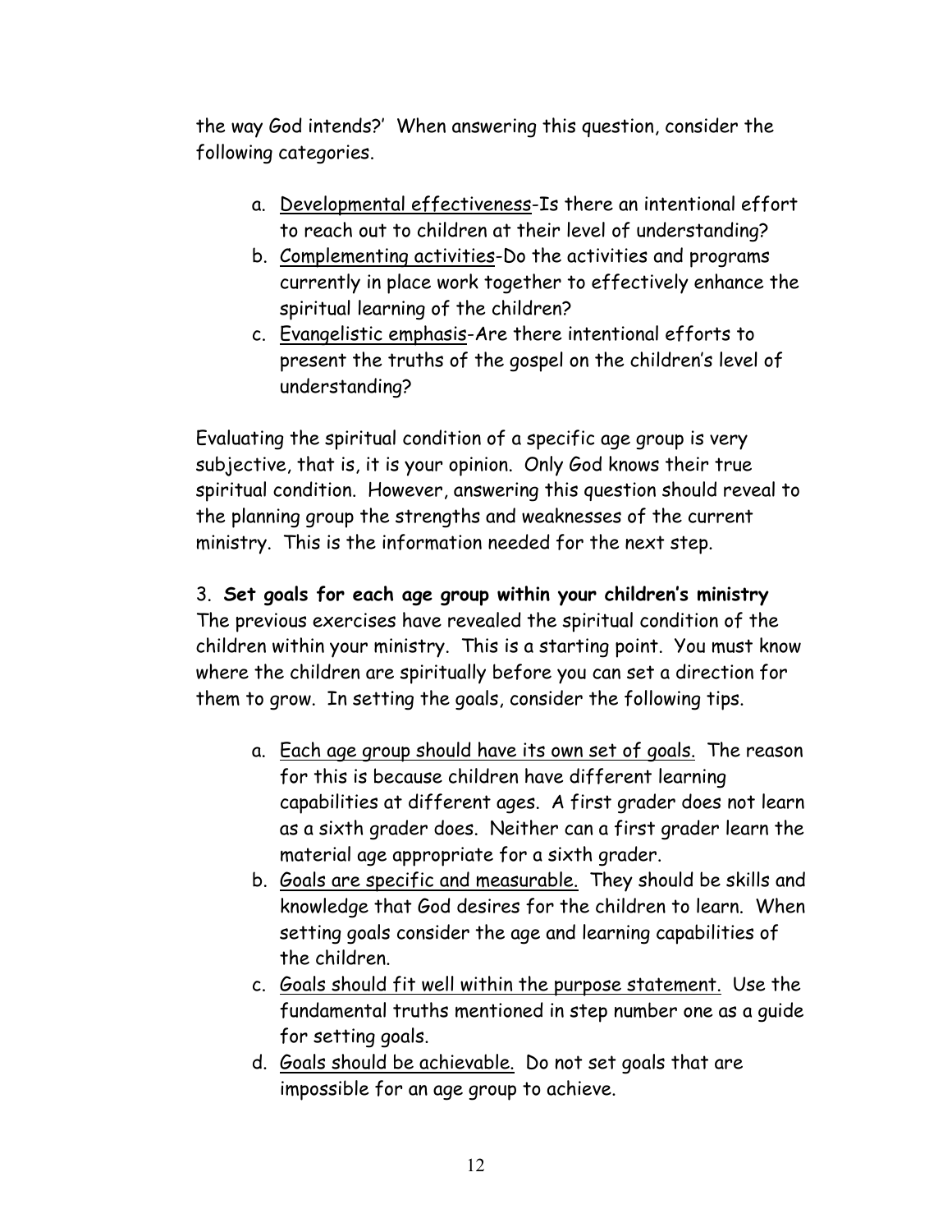the way God intends?' When answering this question, consider the following categories.

a. Developmental effectiveness-Is there an intentional effort to reach out to children at their level of understanding?
b. Complementing activities-Do the activities and programs currently in place work together to effectively enhance the spiritual learning of the children?
c. Evangelistic emphasis-Are there intentional efforts to present the truths of the gospel on the children's level of understanding?

Evaluating the spiritual condition of a specific age group is very subjective, that is, it is your opinion. Only God knows their true spiritual condition. However, answering this question should reveal to the planning group the strengths and weaknesses of the current ministry. This is the information needed for the next step.

3. **Set goals for each age group within your children's ministry**
The previous exercises have revealed the spiritual condition of the children within your ministry. This is a starting point. You must know where the children are spiritually before you can set a direction for them to grow. In setting the goals, consider the following tips.

a. Each age group should have its own set of goals. The reason for this is because children have different learning capabilities at different ages. A first grader does not learn as a sixth grader does. Neither can a first grader learn the material age appropriate for a sixth grader.
b. Goals are specific and measurable. They should be skills and knowledge that God desires for the children to learn. When setting goals consider the age and learning capabilities of the children.
c. Goals should fit well within the purpose statement. Use the fundamental truths mentioned in step number one as a guide for setting goals.
d. Goals should be achievable. Do not set goals that are impossible for an age group to achieve.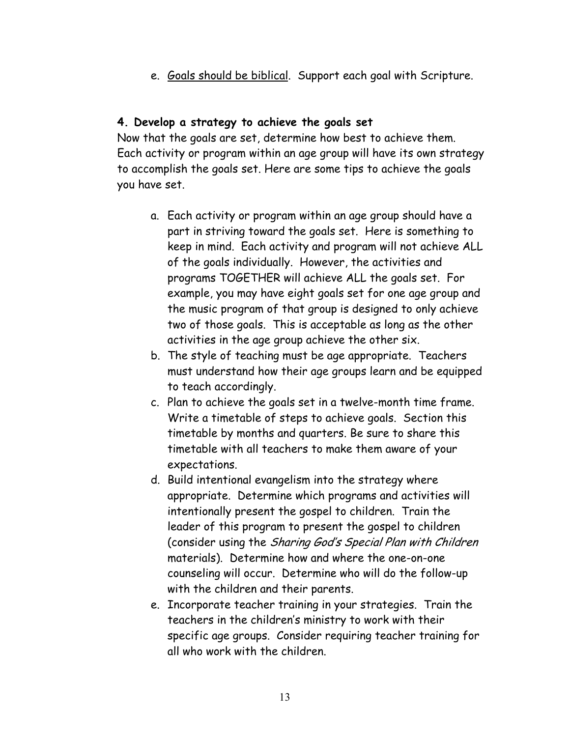e. <u>Goals should be biblical</u>. Support each goal with Scripture.

**4. Develop a strategy to achieve the goals set**

Now that the goals are set, determine how best to achieve them. Each activity or program within an age group will have its own strategy to accomplish the goals set. Here are some tips to achieve the goals you have set.

a. Each activity or program within an age group should have a part in striving toward the goals set. Here is something to keep in mind. Each activity and program will not achieve ALL of the goals individually. However, the activities and programs TOGETHER will achieve ALL the goals set. For example, you may have eight goals set for one age group and the music program of that group is designed to only achieve two of those goals. This is acceptable as long as the other activities in the age group achieve the other six.
b. The style of teaching must be age appropriate. Teachers must understand how their age groups learn and be equipped to teach accordingly.
c. Plan to achieve the goals set in a twelve-month time frame. Write a timetable of steps to achieve goals. Section this timetable by months and quarters. Be sure to share this timetable with all teachers to make them aware of your expectations.
d. Build intentional evangelism into the strategy where appropriate. Determine which programs and activities will intentionally present the gospel to children. Train the leader of this program to present the gospel to children (consider using the *Sharing God's Special Plan with Children* materials). Determine how and where the one-on-one counseling will occur. Determine who will do the follow-up with the children and their parents.
e. Incorporate teacher training in your strategies. Train the teachers in the children's ministry to work with their specific age groups. Consider requiring teacher training for all who work with the children.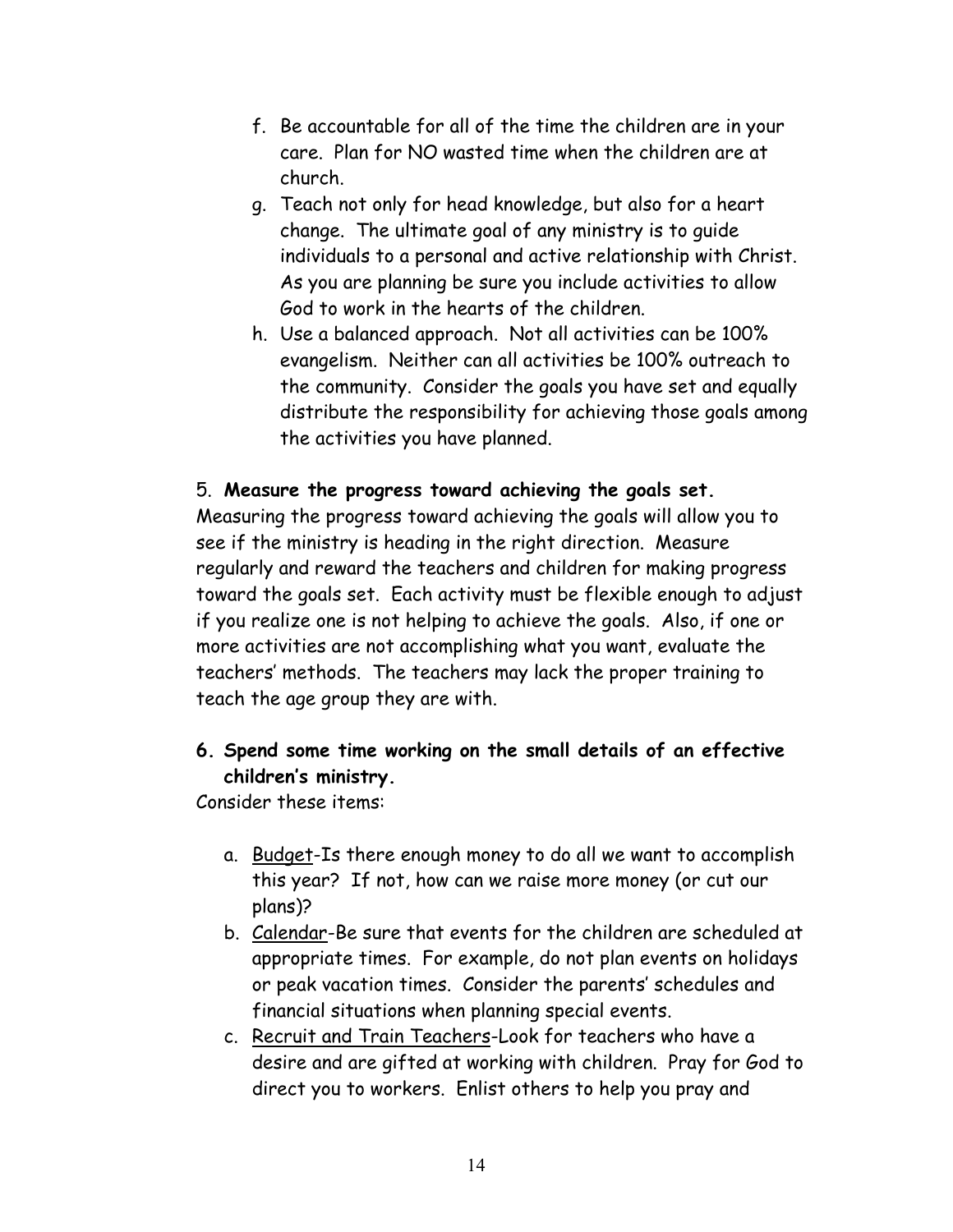f. Be accountable for all of the time the children are in your care. Plan for NO wasted time when the children are at church.
g. Teach not only for head knowledge, but also for a heart change. The ultimate goal of any ministry is to guide individuals to a personal and active relationship with Christ. As you are planning be sure you include activities to allow God to work in the hearts of the children.
h. Use a balanced approach. Not all activities can be 100% evangelism. Neither can all activities be 100% outreach to the community. Consider the goals you have set and equally distribute the responsibility for achieving those goals among the activities you have planned.

5. **Measure the progress toward achieving the goals set.**
Measuring the progress toward achieving the goals will allow you to see if the ministry is heading in the right direction. Measure regularly and reward the teachers and children for making progress toward the goals set. Each activity must be flexible enough to adjust if you realize one is not helping to achieve the goals. Also, if one or more activities are not accomplishing what you want, evaluate the teachers' methods. The teachers may lack the proper training to teach the age group they are with.

6. **Spend some time working on the small details of an effective children's ministry.**
Consider these items:

a. Budget-Is there enough money to do all we want to accomplish this year? If not, how can we raise more money (or cut our plans)?
b. Calendar-Be sure that events for the children are scheduled at appropriate times. For example, do not plan events on holidays or peak vacation times. Consider the parents' schedules and financial situations when planning special events.
c. Recruit and Train Teachers-Look for teachers who have a desire and are gifted at working with children. Pray for God to direct you to workers. Enlist others to help you pray and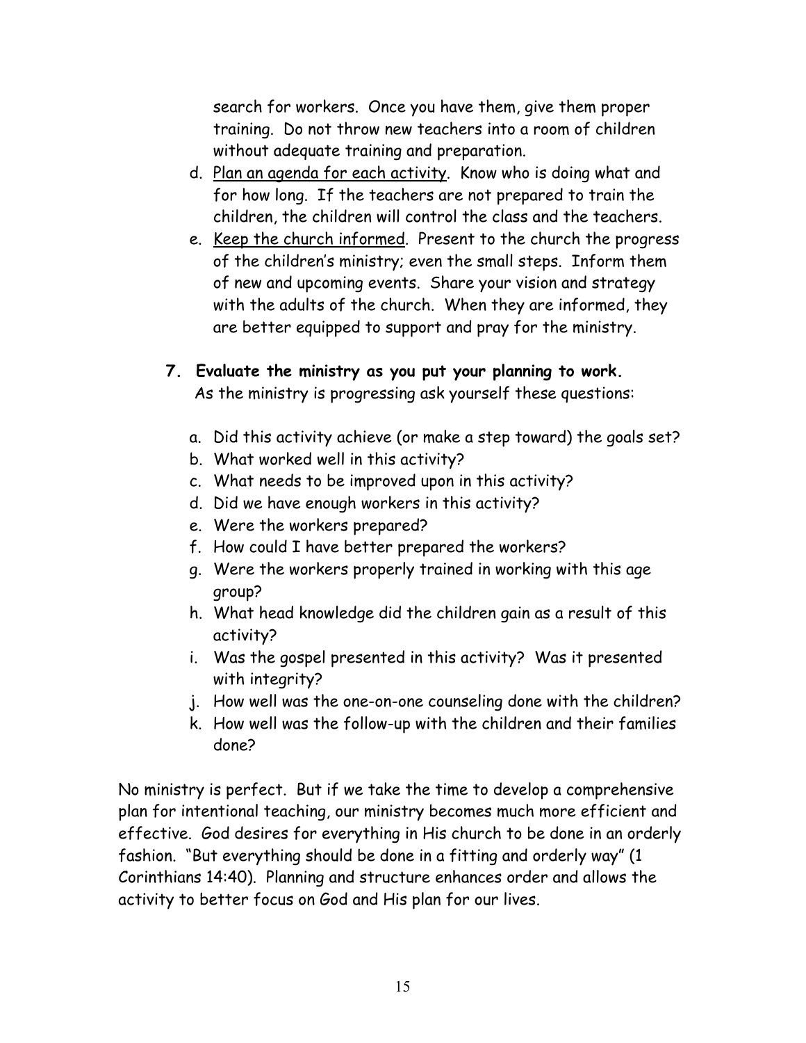search for workers. Once you have them, give them proper training. Do not throw new teachers into a room of children without adequate training and preparation.

d. <u>Plan an agenda for each activity</u>. Know who is doing what and for how long. If the teachers are not prepared to train the children, the children will control the class and the teachers.
e. <u>Keep the church informed</u>. Present to the church the progress of the children's ministry; even the small steps. Inform them of new and upcoming events. Share your vision and strategy with the adults of the church. When they are informed, they are better equipped to support and pray for the ministry.

**7. Evaluate the ministry as you put your planning to work.**
As the ministry is progressing ask yourself these questions:

a. Did this activity achieve (or make a step toward) the goals set?
b. What worked well in this activity?
c. What needs to be improved upon in this activity?
d. Did we have enough workers in this activity?
e. Were the workers prepared?
f. How could I have better prepared the workers?
g. Were the workers properly trained in working with this age group?
h. What head knowledge did the children gain as a result of this activity?
i. Was the gospel presented in this activity? Was it presented with integrity?
j. How well was the one-on-one counseling done with the children?
k. How well was the follow-up with the children and their families done?

No ministry is perfect. But if we take the time to develop a comprehensive plan for intentional teaching, our ministry becomes much more efficient and effective. God desires for everything in His church to be done in an orderly fashion. "But everything should be done in a fitting and orderly way" (1 Corinthians 14:40). Planning and structure enhances order and allows the activity to better focus on God and His plan for our lives.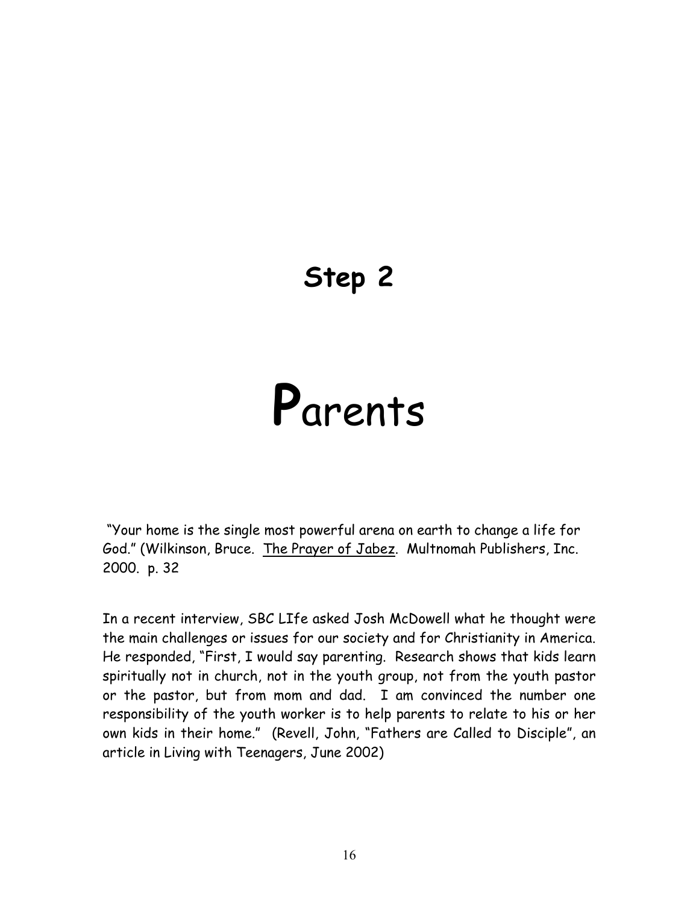## Step 2

# Parents

"Your home is the single most powerful arena on earth to change a life for God." (Wilkinson, Bruce. The Prayer of Jabez. Multnomah Publishers, Inc. 2000. p. 32

In a recent interview, SBC LIfe asked Josh McDowell what he thought were the main challenges or issues for our society and for Christianity in America. He responded, "First, I would say parenting. Research shows that kids learn spiritually not in church, not in the youth group, not from the youth pastor or the pastor, but from mom and dad. I am convinced the number one responsibility of the youth worker is to help parents to relate to his or her own kids in their home." (Revell, John, "Fathers are Called to Disciple", an article in Living with Teenagers, June 2002)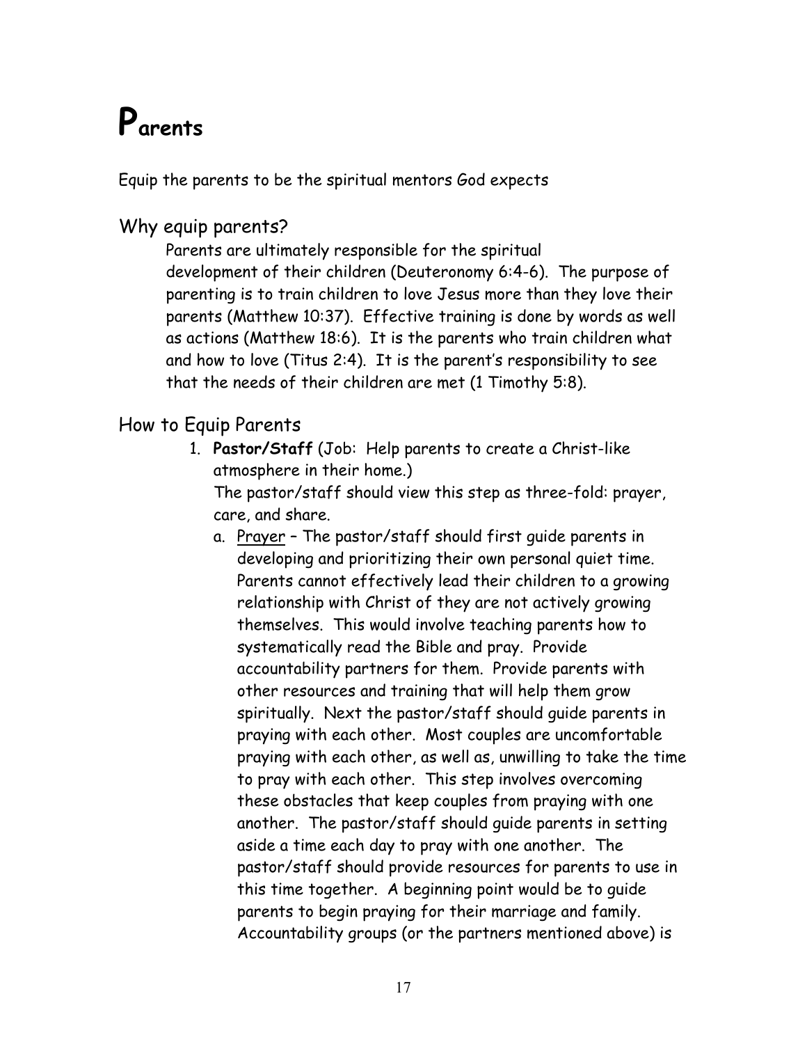# Parents

Equip the parents to be the spiritual mentors God expects

## Why equip parents?

Parents are ultimately responsible for the spiritual development of their children (Deuteronomy 6:4-6). The purpose of parenting is to train children to love Jesus more than they love their parents (Matthew 10:37). Effective training is done by words as well as actions (Matthew 18:6). It is the parents who train children what and how to love (Titus 2:4). It is the parent's responsibility to see that the needs of their children are met (1 Timothy 5:8).

## How to Equip Parents

1. **Pastor/Staff** (Job: Help parents to create a Christ-like atmosphere in their home.)
   The pastor/staff should view this step as three-fold: prayer, care, and share.
   a. <u>Prayer</u> – The pastor/staff should first guide parents in developing and prioritizing their own personal quiet time. Parents cannot effectively lead their children to a growing relationship with Christ of they are not actively growing themselves. This would involve teaching parents how to systematically read the Bible and pray. Provide accountability partners for them. Provide parents with other resources and training that will help them grow spiritually. Next the pastor/staff should guide parents in praying with each other. Most couples are uncomfortable praying with each other, as well as, unwilling to take the time to pray with each other. This step involves overcoming these obstacles that keep couples from praying with one another. The pastor/staff should guide parents in setting aside a time each day to pray with one another. The pastor/staff should provide resources for parents to use in this time together. A beginning point would be to guide parents to begin praying for their marriage and family. Accountability groups (or the partners mentioned above) is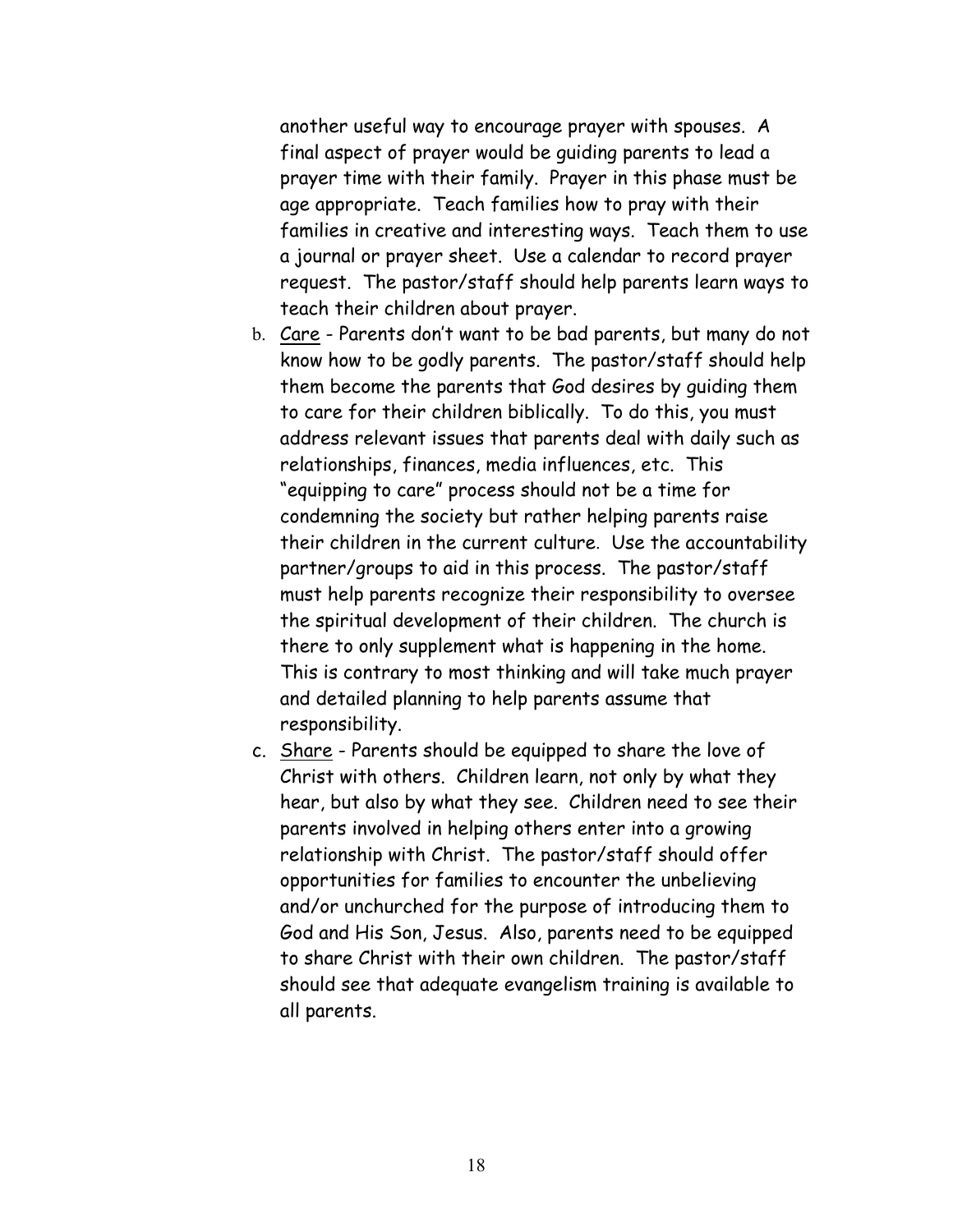another useful way to encourage prayer with spouses. A final aspect of prayer would be guiding parents to lead a prayer time with their family. Prayer in this phase must be age appropriate. Teach families how to pray with their families in creative and interesting ways. Teach them to use a journal or prayer sheet. Use a calendar to record prayer request. The pastor/staff should help parents learn ways to teach their children about prayer.

b. <u>Care</u> - Parents don't want to be bad parents, but many do not know how to be godly parents. The pastor/staff should help them become the parents that God desires by guiding them to care for their children biblically. To do this, you must address relevant issues that parents deal with daily such as relationships, finances, media influences, etc. This "equipping to care" process should not be a time for condemning the society but rather helping parents raise their children in the current culture. Use the accountability partner/groups to aid in this process. The pastor/staff must help parents recognize their responsibility to oversee the spiritual development of their children. The church is there to only supplement what is happening in the home. This is contrary to most thinking and will take much prayer and detailed planning to help parents assume that responsibility.

c. <u>Share</u> - Parents should be equipped to share the love of Christ with others. Children learn, not only by what they hear, but also by what they see. Children need to see their parents involved in helping others enter into a growing relationship with Christ. The pastor/staff should offer opportunities for families to encounter the unbelieving and/or unchurched for the purpose of introducing them to God and His Son, Jesus. Also, parents need to be equipped to share Christ with their own children. The pastor/staff should see that adequate evangelism training is available to all parents.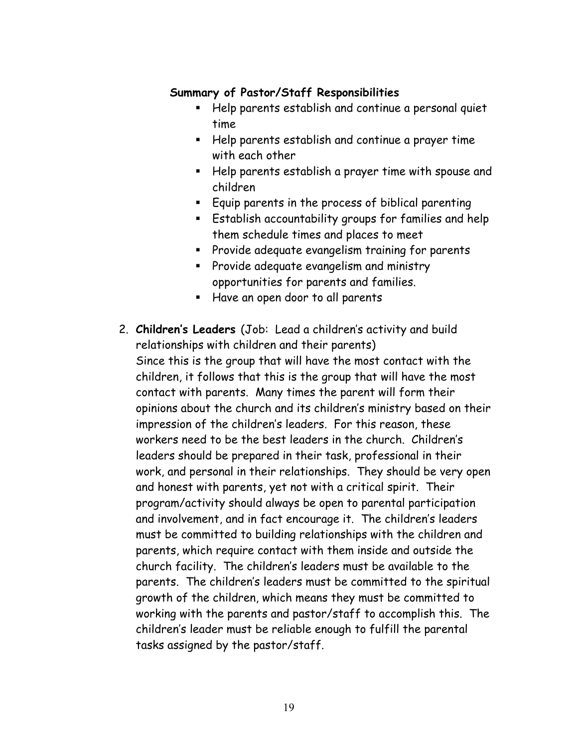**Summary of Pastor/Staff Responsibilities**

- Help parents establish and continue a personal quiet time
- Help parents establish and continue a prayer time with each other
- Help parents establish a prayer time with spouse and children
- Equip parents in the process of biblical parenting
- Establish accountability groups for families and help them schedule times and places to meet
- Provide adequate evangelism training for parents
- Provide adequate evangelism and ministry opportunities for parents and families.
- Have an open door to all parents

2. **Children's Leaders** (Job: Lead a children's activity and build relationships with children and their parents)
   Since this is the group that will have the most contact with the children, it follows that this is the group that will have the most contact with parents. Many times the parent will form their opinions about the church and its children's ministry based on their impression of the children's leaders. For this reason, these workers need to be the best leaders in the church. Children's leaders should be prepared in their task, professional in their work, and personal in their relationships. They should be very open and honest with parents, yet not with a critical spirit. Their program/activity should always be open to parental participation and involvement, and in fact encourage it. The children's leaders must be committed to building relationships with the children and parents, which require contact with them inside and outside the church facility. The children's leaders must be available to the parents. The children's leaders must be committed to the spiritual growth of the children, which means they must be committed to working with the parents and pastor/staff to accomplish this. The children's leader must be reliable enough to fulfill the parental tasks assigned by the pastor/staff.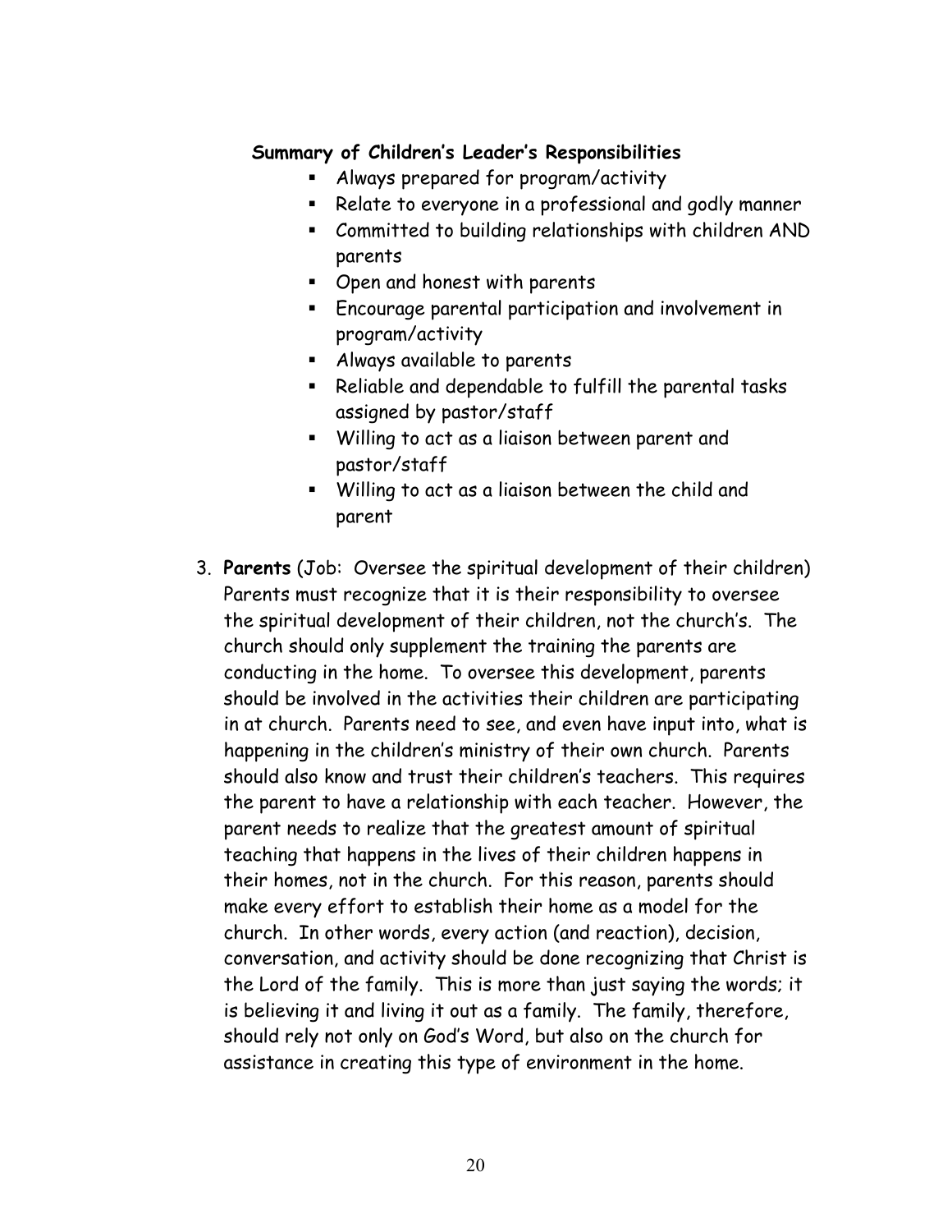**Summary of Children's Leader's Responsibilities**

- Always prepared for program/activity
- Relate to everyone in a professional and godly manner
- Committed to building relationships with children AND parents
- Open and honest with parents
- Encourage parental participation and involvement in program/activity
- Always available to parents
- Reliable and dependable to fulfill the parental tasks assigned by pastor/staff
- Willing to act as a liaison between parent and pastor/staff
- Willing to act as a liaison between the child and parent

3. **Parents** (Job: Oversee the spiritual development of their children) Parents must recognize that it is their responsibility to oversee the spiritual development of their children, not the church's. The church should only supplement the training the parents are conducting in the home. To oversee this development, parents should be involved in the activities their children are participating in at church. Parents need to see, and even have input into, what is happening in the children's ministry of their own church. Parents should also know and trust their children's teachers. This requires the parent to have a relationship with each teacher. However, the parent needs to realize that the greatest amount of spiritual teaching that happens in the lives of their children happens in their homes, not in the church. For this reason, parents should make every effort to establish their home as a model for the church. In other words, every action (and reaction), decision, conversation, and activity should be done recognizing that Christ is the Lord of the family. This is more than just saying the words; it is believing it and living it out as a family. The family, therefore, should rely not only on God's Word, but also on the church for assistance in creating this type of environment in the home.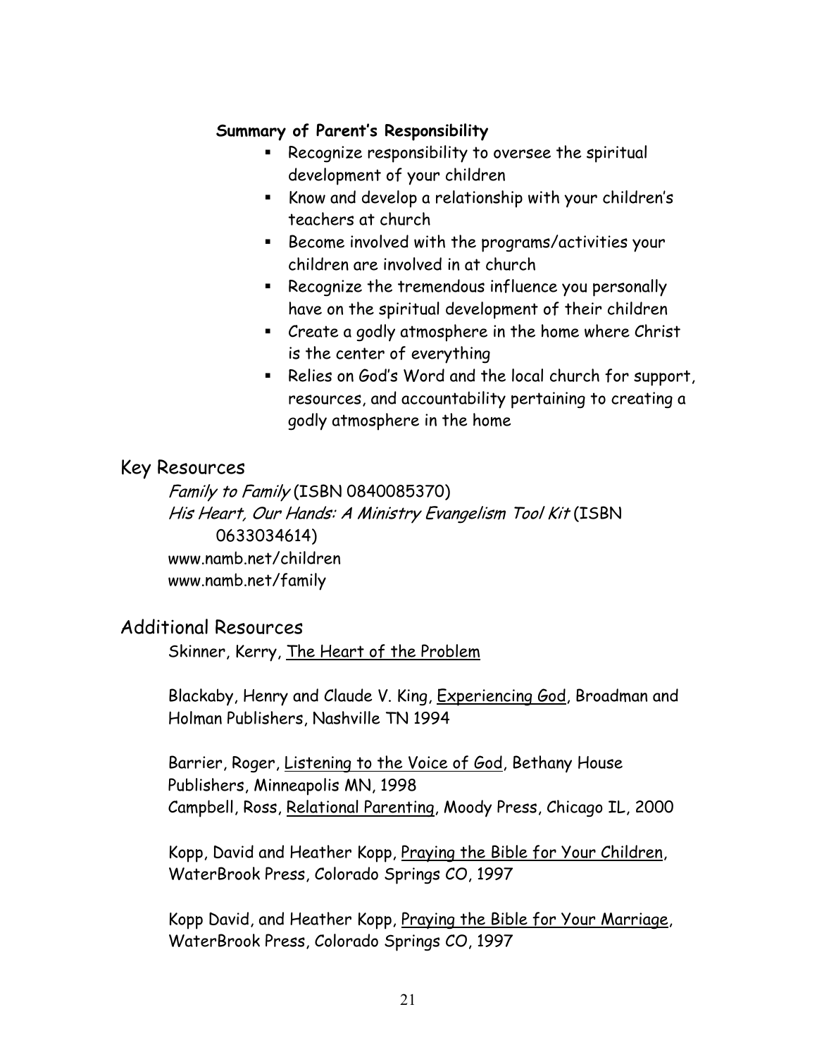**Summary of Parent's Responsibility**

- Recognize responsibility to oversee the spiritual development of your children
- Know and develop a relationship with your children's teachers at church
- Become involved with the programs/activities your children are involved in at church
- Recognize the tremendous influence you personally have on the spiritual development of their children
- Create a godly atmosphere in the home where Christ is the center of everything
- Relies on God's Word and the local church for support, resources, and accountability pertaining to creating a godly atmosphere in the home

## Key Resources

*Family to Family* (ISBN 0840085370)
*His Heart, Our Hands: A Ministry Evangelism Tool Kit* (ISBN 0633034614)
www.namb.net/children
www.namb.net/family

## Additional Resources

Skinner, Kerry, The Heart of the Problem

Blackaby, Henry and Claude V. King, Experiencing God, Broadman and Holman Publishers, Nashville TN 1994

Barrier, Roger, Listening to the Voice of God, Bethany House Publishers, Minneapolis MN, 1998
Campbell, Ross, Relational Parenting, Moody Press, Chicago IL, 2000

Kopp, David and Heather Kopp, Praying the Bible for Your Children, WaterBrook Press, Colorado Springs CO, 1997

Kopp David, and Heather Kopp, Praying the Bible for Your Marriage, WaterBrook Press, Colorado Springs CO, 1997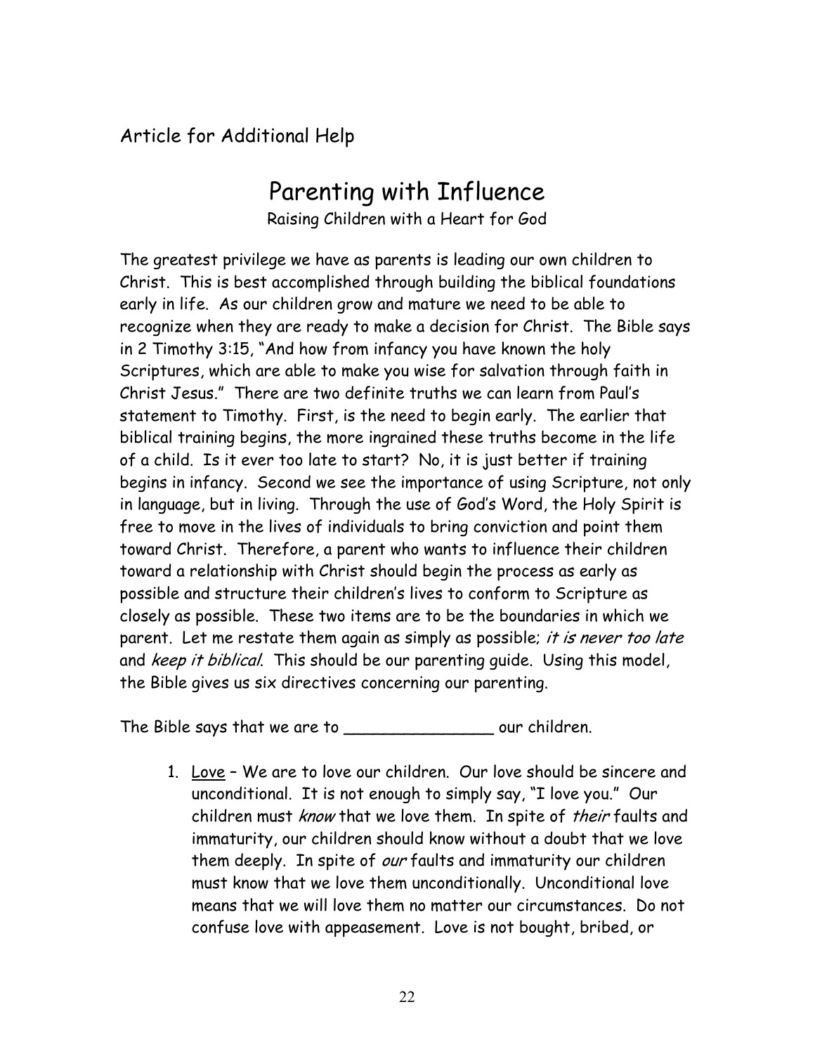Article for Additional Help

# Parenting with Influence

Raising Children with a Heart for God

The greatest privilege we have as parents is leading our own children to Christ. This is best accomplished through building the biblical foundations early in life. As our children grow and mature we need to be able to recognize when they are ready to make a decision for Christ. The Bible says in 2 Timothy 3:15, "And how from infancy you have known the holy Scriptures, which are able to make you wise for salvation through faith in Christ Jesus." There are two definite truths we can learn from Paul's statement to Timothy. First, is the need to begin early. The earlier that biblical training begins, the more ingrained these truths become in the life of a child. Is it ever too late to start? No, it is just better if training begins in infancy. Second we see the importance of using Scripture, not only in language, but in living. Through the use of God's Word, the Holy Spirit is free to move in the lives of individuals to bring conviction and point them toward Christ. Therefore, a parent who wants to influence their children toward a relationship with Christ should begin the process as early as possible and structure their children's lives to conform to Scripture as closely as possible. These two items are to be the boundaries in which we parent. Let me restate them again as simply as possible; *it is never too late* and *keep it biblical*. This should be our parenting guide. Using this model, the Bible gives us six directives concerning our parenting.

The Bible says that we are to _______________ our children.

1. Love – We are to love our children. Our love should be sincere and unconditional. It is not enough to simply say, "I love you." Our children must *know* that we love them. In spite of *their* faults and immaturity, our children should know without a doubt that we love them deeply. In spite of *our* faults and immaturity our children must know that we love them unconditionally. Unconditional love means that we will love them no matter our circumstances. Do not confuse love with appeasement. Love is not bought, bribed, or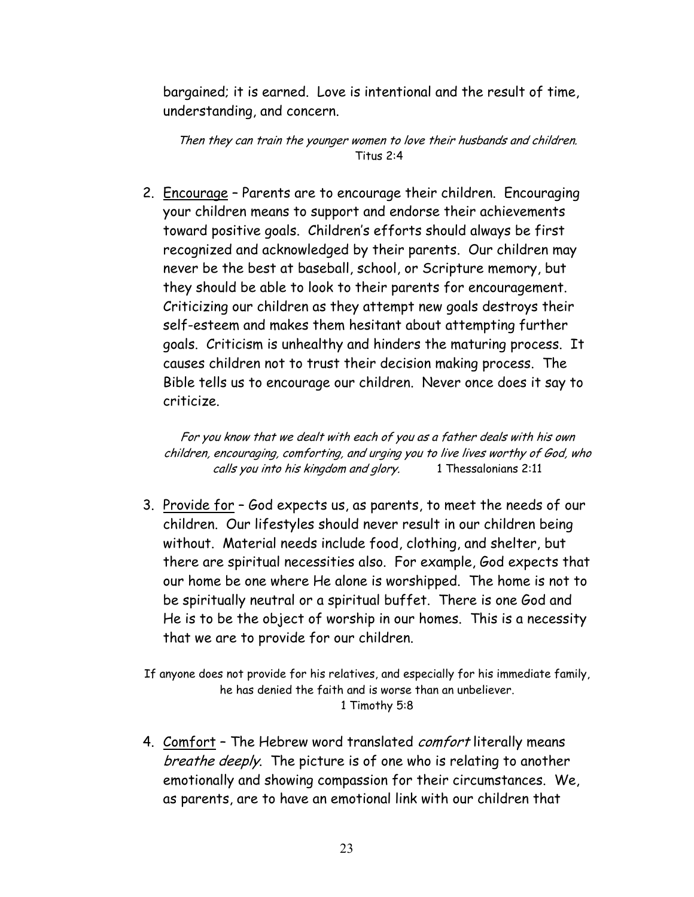bargained; it is earned. Love is intentional and the result of time, understanding, and concern.

*Then they can train the younger women to love their husbands and children.*
Titus 2:4

2. Encourage – Parents are to encourage their children. Encouraging your children means to support and endorse their achievements toward positive goals. Children's efforts should always be first recognized and acknowledged by their parents. Our children may never be the best at baseball, school, or Scripture memory, but they should be able to look to their parents for encouragement. Criticizing our children as they attempt new goals destroys their self-esteem and makes them hesitant about attempting further goals. Criticism is unhealthy and hinders the maturing process. It causes children not to trust their decision making process. The Bible tells us to encourage our children. Never once does it say to criticize.

*For you know that we dealt with each of you as a father deals with his own children, encouraging, comforting, and urging you to live lives worthy of God, who calls you into his kingdom and glory.* 1 Thessalonians 2:11

3. Provide for – God expects us, as parents, to meet the needs of our children. Our lifestyles should never result in our children being without. Material needs include food, clothing, and shelter, but there are spiritual necessities also. For example, God expects that our home be one where He alone is worshipped. The home is not to be spiritually neutral or a spiritual buffet. There is one God and He is to be the object of worship in our homes. This is a necessity that we are to provide for our children.

If anyone does not provide for his relatives, and especially for his immediate family, he has denied the faith and is worse than an unbeliever.
1 Timothy 5:8

4. Comfort – The Hebrew word translated *comfort* literally means *breathe deeply*. The picture is of one who is relating to another emotionally and showing compassion for their circumstances. We, as parents, are to have an emotional link with our children that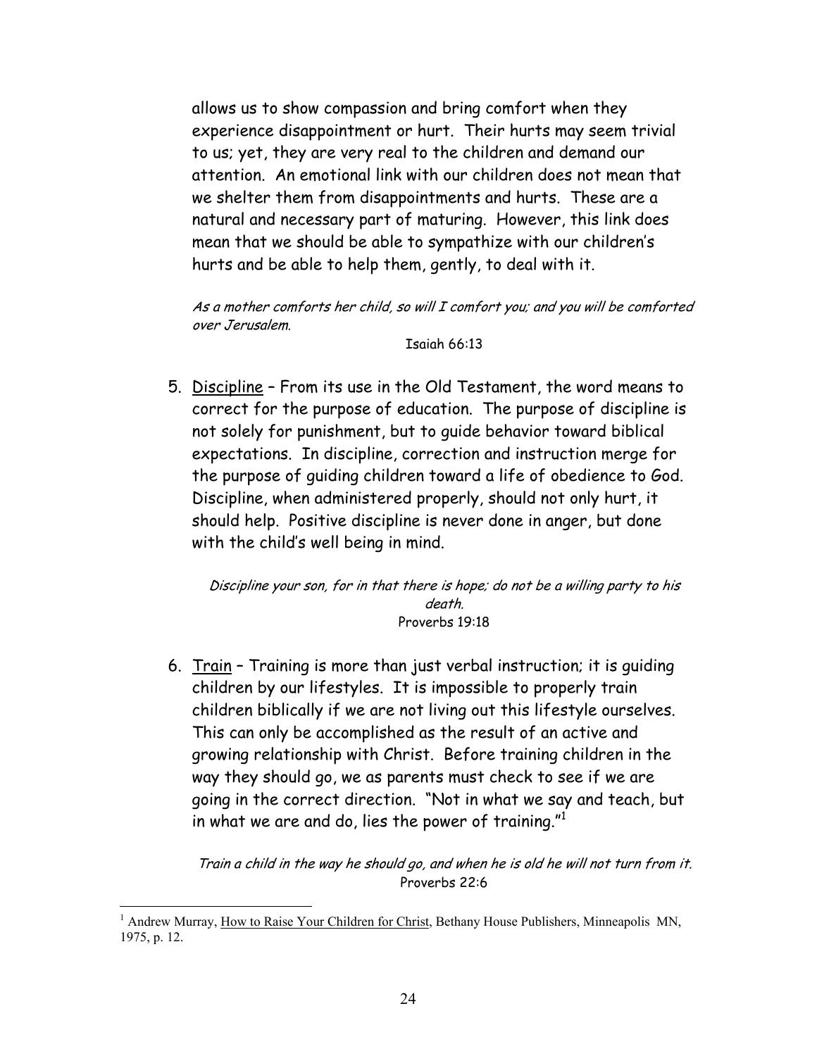allows us to show compassion and bring comfort when they experience disappointment or hurt. Their hurts may seem trivial to us; yet, they are very real to the children and demand our attention. An emotional link with our children does not mean that we shelter them from disappointments and hurts. These are a natural and necessary part of maturing. However, this link does mean that we should be able to sympathize with our children's hurts and be able to help them, gently, to deal with it.

*As a mother comforts her child, so will I comfort you; and you will be comforted over Jerusalem.*

Isaiah 66:13

5. Discipline – From its use in the Old Testament, the word means to correct for the purpose of education. The purpose of discipline is not solely for punishment, but to guide behavior toward biblical expectations. In discipline, correction and instruction merge for the purpose of guiding children toward a life of obedience to God. Discipline, when administered properly, should not only hurt, it should help. Positive discipline is never done in anger, but done with the child's well being in mind.

   *Discipline your son, for in that there is hope; do not be a willing party to his death.*

   Proverbs 19:18

6. Train – Training is more than just verbal instruction; it is guiding children by our lifestyles. It is impossible to properly train children biblically if we are not living out this lifestyle ourselves. This can only be accomplished as the result of an active and growing relationship with Christ. Before training children in the way they should go, we as parents must check to see if we are going in the correct direction. "Not in what we say and teach, but in what we are and do, lies the power of training."[1]

   *Train a child in the way he should go, and when he is old he will not turn from it.*

   Proverbs 22:6

---

[1] Andrew Murray, How to Raise Your Children for Christ, Bethany House Publishers, Minneapolis MN, 1975, p. 12.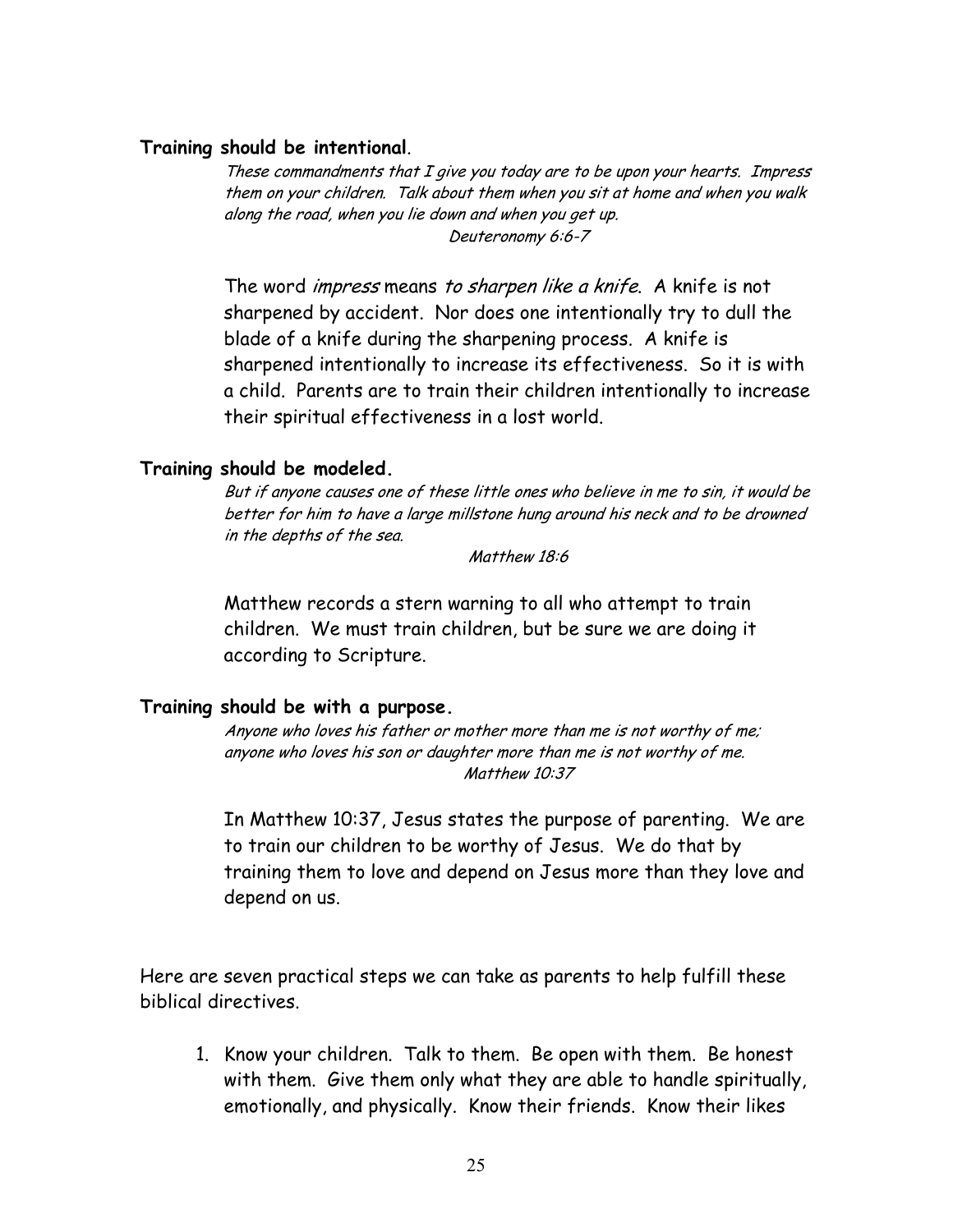**Training should be intentional**.

> *These commandments that I give you today are to be upon your hearts. Impress them on your children. Talk about them when you sit at home and when you walk along the road, when you lie down and when you get up.*
>
> *Deuteronomy 6:6-7*

The word *impress* means *to sharpen like a knife*. A knife is not sharpened by accident. Nor does one intentionally try to dull the blade of a knife during the sharpening process. A knife is sharpened intentionally to increase its effectiveness. So it is with a child. Parents are to train their children intentionally to increase their spiritual effectiveness in a lost world.

**Training should be modeled.**

> *But if anyone causes one of these little ones who believe in me to sin, it would be better for him to have a large millstone hung around his neck and to be drowned in the depths of the sea.*
>
> *Matthew 18:6*

Matthew records a stern warning to all who attempt to train children. We must train children, but be sure we are doing it according to Scripture.

**Training should be with a purpose.**

> *Anyone who loves his father or mother more than me is not worthy of me; anyone who loves his son or daughter more than me is not worthy of me.*
>
> *Matthew 10:37*

In Matthew 10:37, Jesus states the purpose of parenting. We are to train our children to be worthy of Jesus. We do that by training them to love and depend on Jesus more than they love and depend on us.

Here are seven practical steps we can take as parents to help fulfill these biblical directives.

1. Know your children. Talk to them. Be open with them. Be honest with them. Give them only what they are able to handle spiritually, emotionally, and physically. Know their friends. Know their likes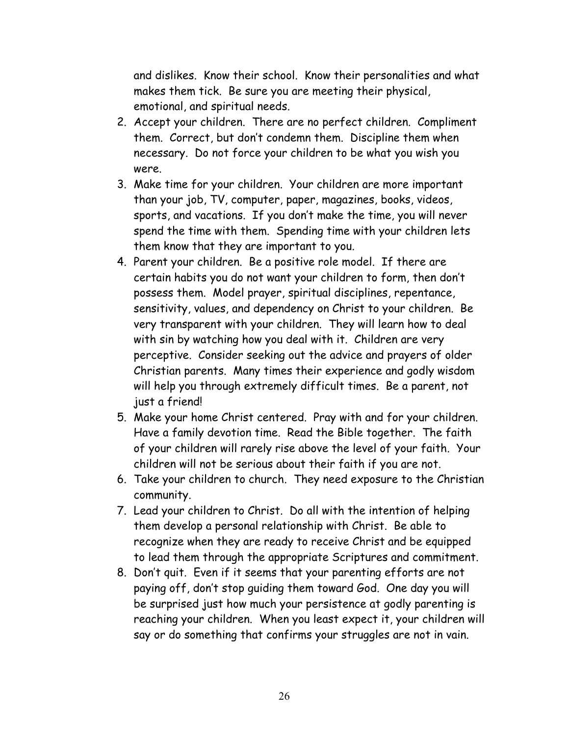and dislikes. Know their school. Know their personalities and what makes them tick. Be sure you are meeting their physical, emotional, and spiritual needs.

2. Accept your children. There are no perfect children. Compliment them. Correct, but don't condemn them. Discipline them when necessary. Do not force your children to be what you wish you were.
3. Make time for your children. Your children are more important than your job, TV, computer, paper, magazines, books, videos, sports, and vacations. If you don't make the time, you will never spend the time with them. Spending time with your children lets them know that they are important to you.
4. Parent your children. Be a positive role model. If there are certain habits you do not want your children to form, then don't possess them. Model prayer, spiritual disciplines, repentance, sensitivity, values, and dependency on Christ to your children. Be very transparent with your children. They will learn how to deal with sin by watching how you deal with it. Children are very perceptive. Consider seeking out the advice and prayers of older Christian parents. Many times their experience and godly wisdom will help you through extremely difficult times. Be a parent, not just a friend!
5. Make your home Christ centered. Pray with and for your children. Have a family devotion time. Read the Bible together. The faith of your children will rarely rise above the level of your faith. Your children will not be serious about their faith if you are not.
6. Take your children to church. They need exposure to the Christian community.
7. Lead your children to Christ. Do all with the intention of helping them develop a personal relationship with Christ. Be able to recognize when they are ready to receive Christ and be equipped to lead them through the appropriate Scriptures and commitment.
8. Don't quit. Even if it seems that your parenting efforts are not paying off, don't stop guiding them toward God. One day you will be surprised just how much your persistence at godly parenting is reaching your children. When you least expect it, your children will say or do something that confirms your struggles are not in vain.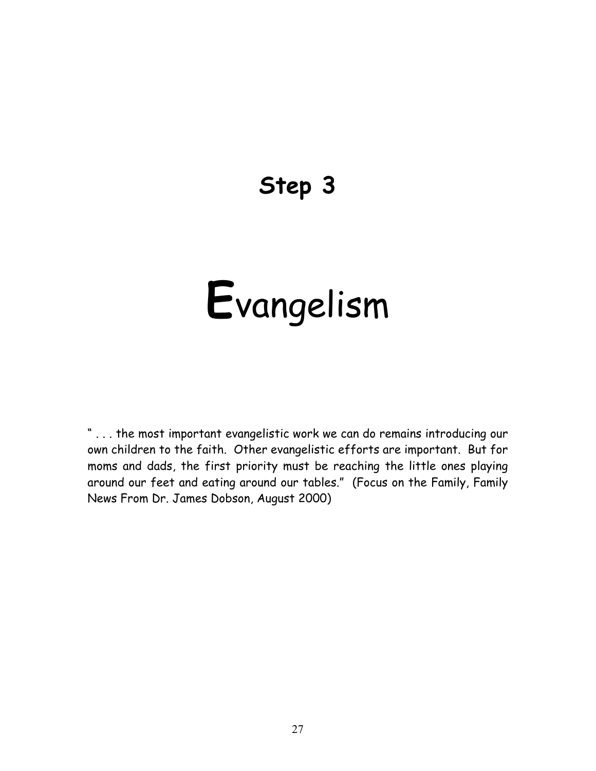## Step 3

# Evangelism

" . . . the most important evangelistic work we can do remains introducing our own children to the faith. Other evangelistic efforts are important. But for moms and dads, the first priority must be reaching the little ones playing around our feet and eating around our tables." (Focus on the Family, Family News From Dr. James Dobson, August 2000)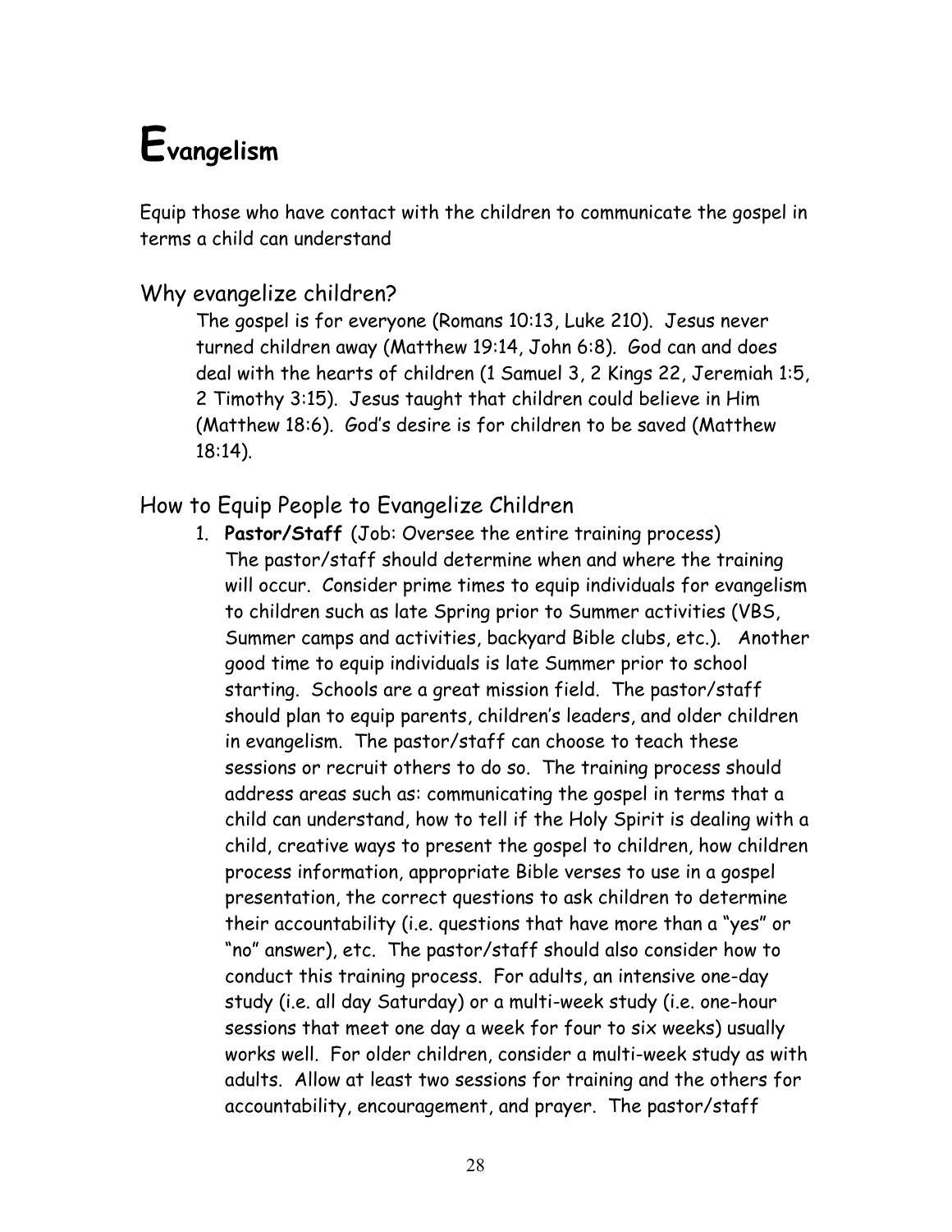# Evangelism

Equip those who have contact with the children to communicate the gospel in terms a child can understand

## Why evangelize children?

The gospel is for everyone (Romans 10:13, Luke 210). Jesus never turned children away (Matthew 19:14, John 6:8). God can and does deal with the hearts of children (1 Samuel 3, 2 Kings 22, Jeremiah 1:5, 2 Timothy 3:15). Jesus taught that children could believe in Him (Matthew 18:6). God's desire is for children to be saved (Matthew 18:14).

## How to Equip People to Evangelize Children

1. **Pastor/Staff** (Job: Oversee the entire training process)
   The pastor/staff should determine when and where the training will occur. Consider prime times to equip individuals for evangelism to children such as late Spring prior to Summer activities (VBS, Summer camps and activities, backyard Bible clubs, etc.). Another good time to equip individuals is late Summer prior to school starting. Schools are a great mission field. The pastor/staff should plan to equip parents, children's leaders, and older children in evangelism. The pastor/staff can choose to teach these sessions or recruit others to do so. The training process should address areas such as: communicating the gospel in terms that a child can understand, how to tell if the Holy Spirit is dealing with a child, creative ways to present the gospel to children, how children process information, appropriate Bible verses to use in a gospel presentation, the correct questions to ask children to determine their accountability (i.e. questions that have more than a "yes" or "no" answer), etc. The pastor/staff should also consider how to conduct this training process. For adults, an intensive one-day study (i.e. all day Saturday) or a multi-week study (i.e. one-hour sessions that meet one day a week for four to six weeks) usually works well. For older children, consider a multi-week study as with adults. Allow at least two sessions for training and the others for accountability, encouragement, and prayer. The pastor/staff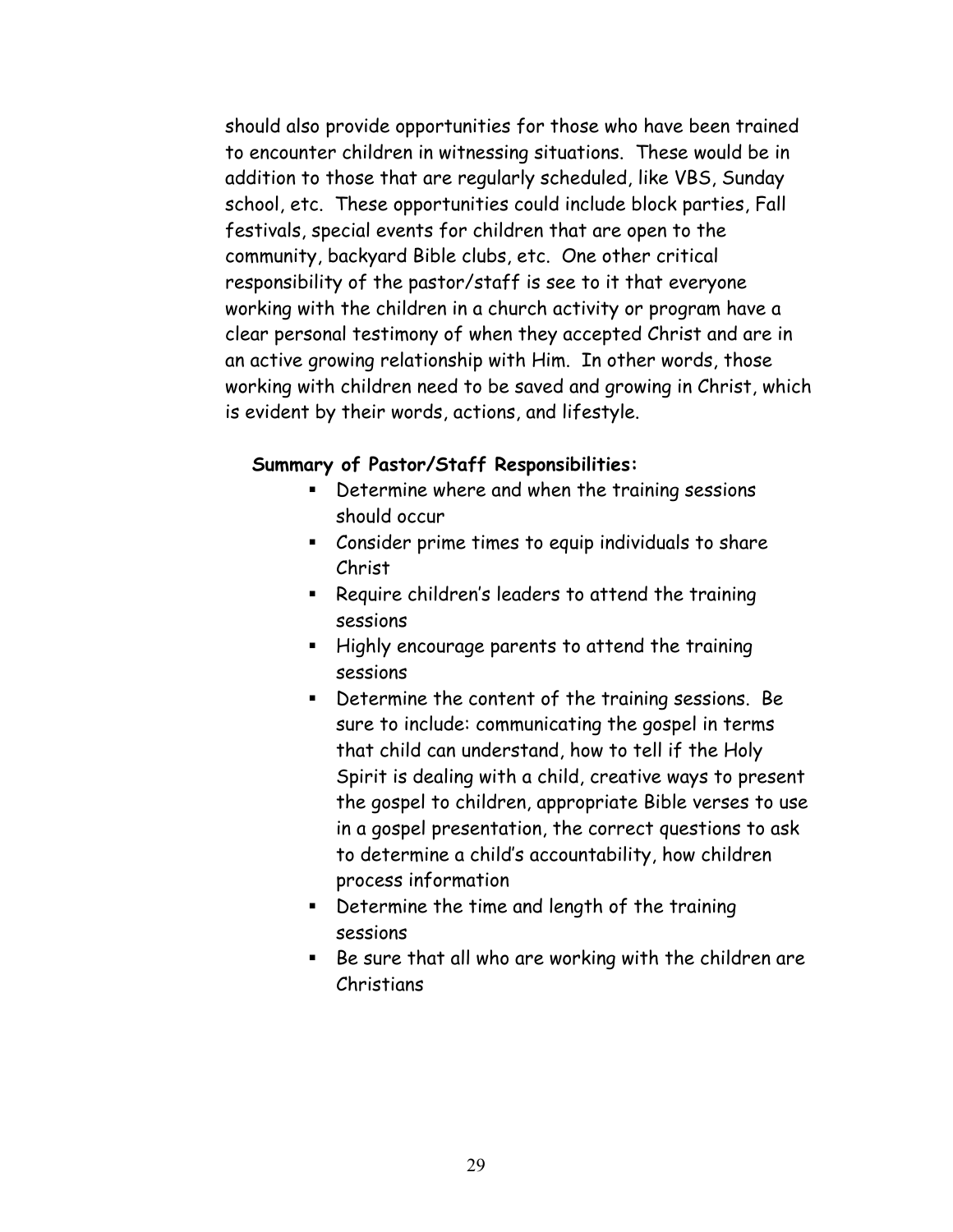should also provide opportunities for those who have been trained to encounter children in witnessing situations. These would be in addition to those that are regularly scheduled, like VBS, Sunday school, etc. These opportunities could include block parties, Fall festivals, special events for children that are open to the community, backyard Bible clubs, etc. One other critical responsibility of the pastor/staff is see to it that everyone working with the children in a church activity or program have a clear personal testimony of when they accepted Christ and are in an active growing relationship with Him. In other words, those working with children need to be saved and growing in Christ, which is evident by their words, actions, and lifestyle.

**Summary of Pastor/Staff Responsibilities:**

- Determine where and when the training sessions should occur
- Consider prime times to equip individuals to share Christ
- Require children's leaders to attend the training sessions
- Highly encourage parents to attend the training sessions
- Determine the content of the training sessions. Be sure to include: communicating the gospel in terms that child can understand, how to tell if the Holy Spirit is dealing with a child, creative ways to present the gospel to children, appropriate Bible verses to use in a gospel presentation, the correct questions to ask to determine a child's accountability, how children process information
- Determine the time and length of the training sessions
- Be sure that all who are working with the children are Christians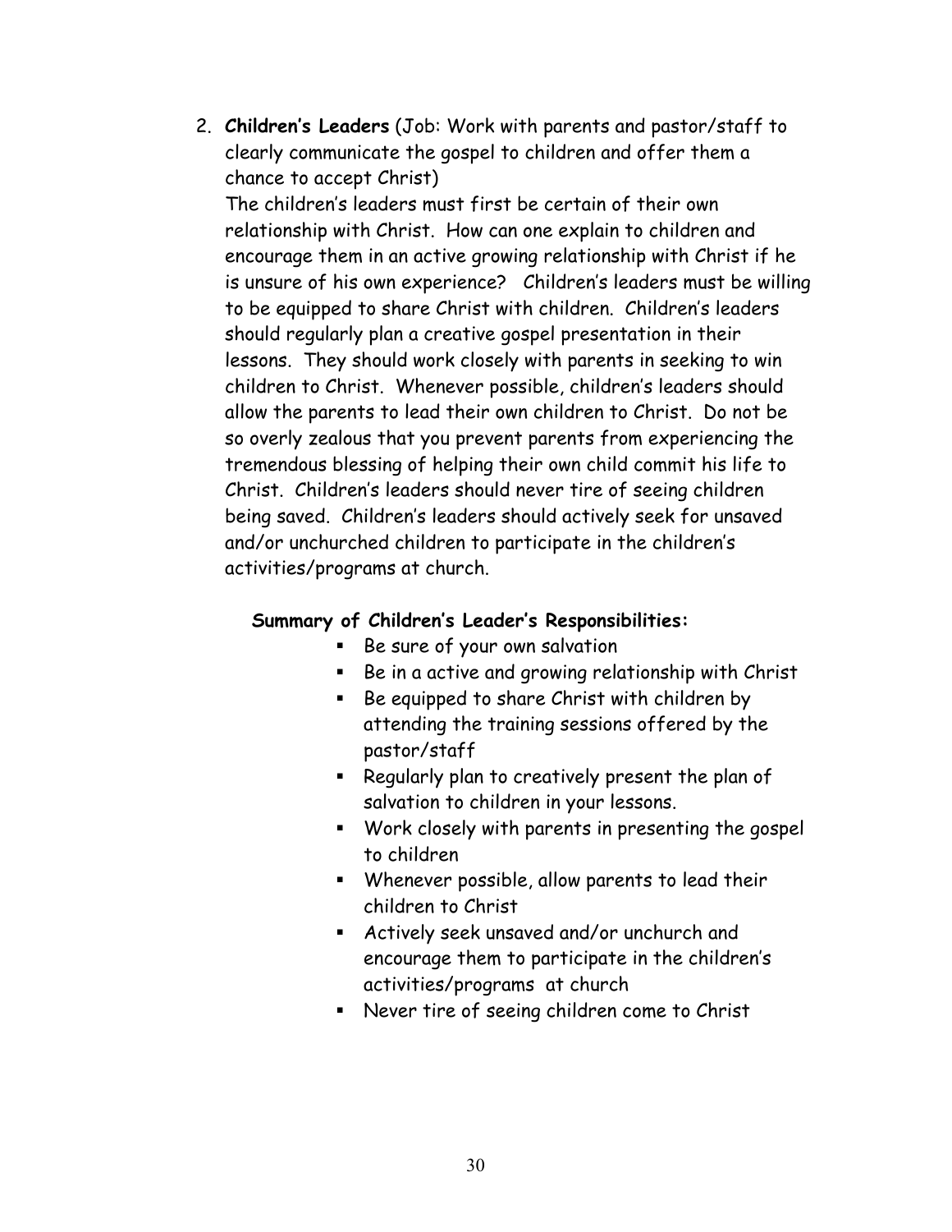2. **Children's Leaders** (Job: Work with parents and pastor/staff to clearly communicate the gospel to children and offer them a chance to accept Christ)

   The children's leaders must first be certain of their own relationship with Christ. How can one explain to children and encourage them in an active growing relationship with Christ if he is unsure of his own experience? Children's leaders must be willing to be equipped to share Christ with children. Children's leaders should regularly plan a creative gospel presentation in their lessons. They should work closely with parents in seeking to win children to Christ. Whenever possible, children's leaders should allow the parents to lead their own children to Christ. Do not be so overly zealous that you prevent parents from experiencing the tremendous blessing of helping their own child commit his life to Christ. Children's leaders should never tire of seeing children being saved. Children's leaders should actively seek for unsaved and/or unchurched children to participate in the children's activities/programs at church.

   **Summary of Children's Leader's Responsibilities:**

   - Be sure of your own salvation
   - Be in a active and growing relationship with Christ
   - Be equipped to share Christ with children by attending the training sessions offered by the pastor/staff
   - Regularly plan to creatively present the plan of salvation to children in your lessons.
   - Work closely with parents in presenting the gospel to children
   - Whenever possible, allow parents to lead their children to Christ
   - Actively seek unsaved and/or unchurch and encourage them to participate in the children's activities/programs at church
   - Never tire of seeing children come to Christ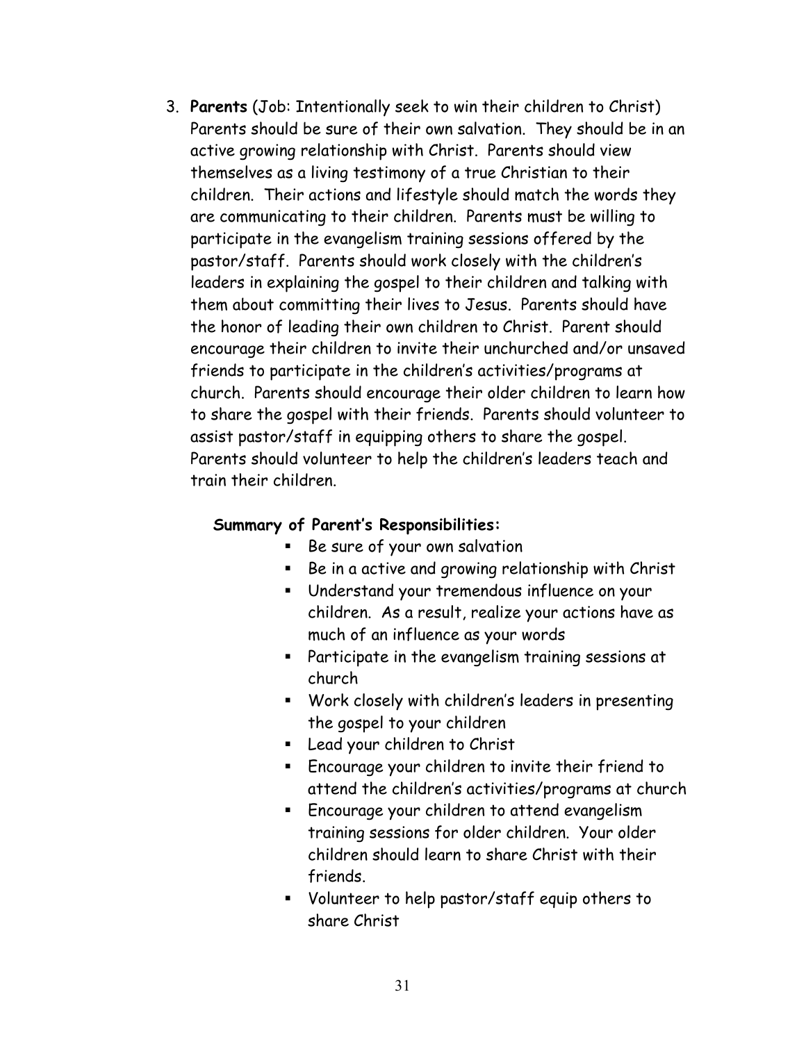3. **Parents** (Job: Intentionally seek to win their children to Christ) Parents should be sure of their own salvation. They should be in an active growing relationship with Christ. Parents should view themselves as a living testimony of a true Christian to their children. Their actions and lifestyle should match the words they are communicating to their children. Parents must be willing to participate in the evangelism training sessions offered by the pastor/staff. Parents should work closely with the children's leaders in explaining the gospel to their children and talking with them about committing their lives to Jesus. Parents should have the honor of leading their own children to Christ. Parent should encourage their children to invite their unchurched and/or unsaved friends to participate in the children's activities/programs at church. Parents should encourage their older children to learn how to share the gospel with their friends. Parents should volunteer to assist pastor/staff in equipping others to share the gospel. Parents should volunteer to help the children's leaders teach and train their children.

**Summary of Parent's Responsibilities:**

- Be sure of your own salvation
- Be in a active and growing relationship with Christ
- Understand your tremendous influence on your children. As a result, realize your actions have as much of an influence as your words
- Participate in the evangelism training sessions at church
- Work closely with children's leaders in presenting the gospel to your children
- Lead your children to Christ
- Encourage your children to invite their friend to attend the children's activities/programs at church
- Encourage your children to attend evangelism training sessions for older children. Your older children should learn to share Christ with their friends.
- Volunteer to help pastor/staff equip others to share Christ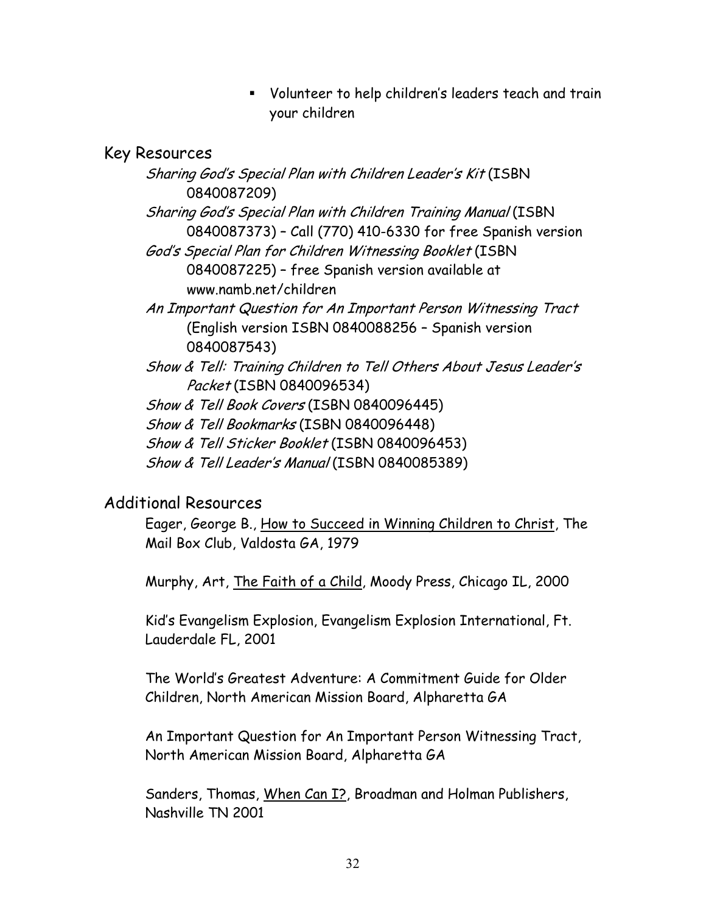- Volunteer to help children's leaders teach and train your children

## Key Resources

*Sharing God's Special Plan with Children Leader's Kit* (ISBN 0840087209)

*Sharing God's Special Plan with Children Training Manual* (ISBN 0840087373) – Call (770) 410-6330 for free Spanish version

*God's Special Plan for Children Witnessing Booklet* (ISBN 0840087225) – free Spanish version available at www.namb.net/children

*An Important Question for An Important Person Witnessing Tract* (English version ISBN 0840088256 – Spanish version 0840087543)

*Show & Tell: Training Children to Tell Others About Jesus Leader's Packet* (ISBN 0840096534)

*Show & Tell Book Covers* (ISBN 0840096445)

*Show & Tell Bookmarks* (ISBN 0840096448)

*Show & Tell Sticker Booklet* (ISBN 0840096453)

*Show & Tell Leader's Manual* (ISBN 0840085389)

## Additional Resources

Eager, George B., <u>How to Succeed in Winning Children to Christ</u>, The Mail Box Club, Valdosta GA, 1979

Murphy, Art, <u>The Faith of a Child</u>, Moody Press, Chicago IL, 2000

Kid's Evangelism Explosion, Evangelism Explosion International, Ft. Lauderdale FL, 2001

The World's Greatest Adventure: A Commitment Guide for Older Children, North American Mission Board, Alpharetta GA

An Important Question for An Important Person Witnessing Tract, North American Mission Board, Alpharetta GA

Sanders, Thomas, <u>When Can I?</u>, Broadman and Holman Publishers, Nashville TN 2001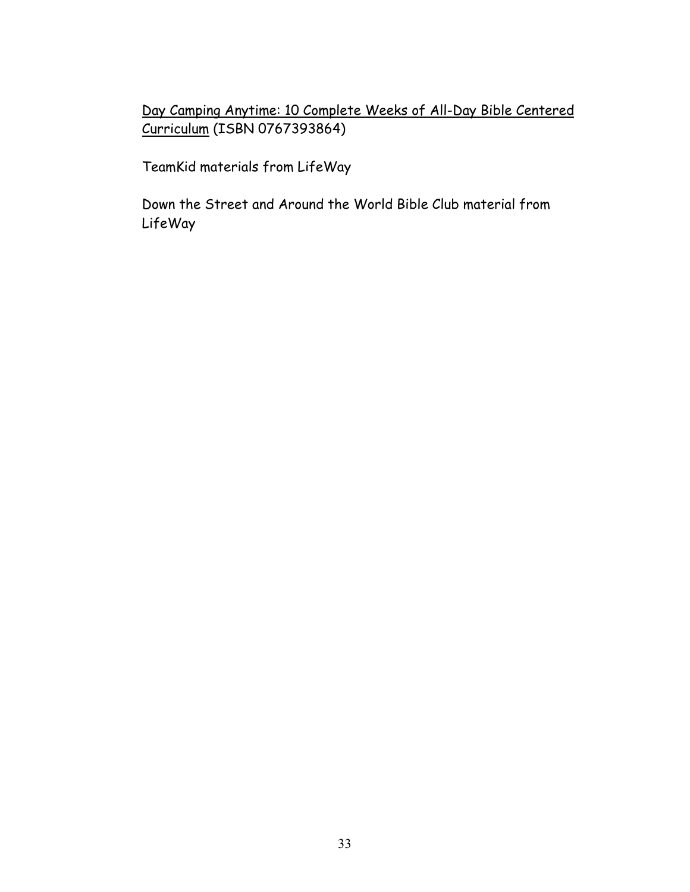Day Camping Anytime: 10 Complete Weeks of All-Day Bible Centered Curriculum (ISBN 0767393864)

TeamKid materials from LifeWay

Down the Street and Around the World Bible Club material from LifeWay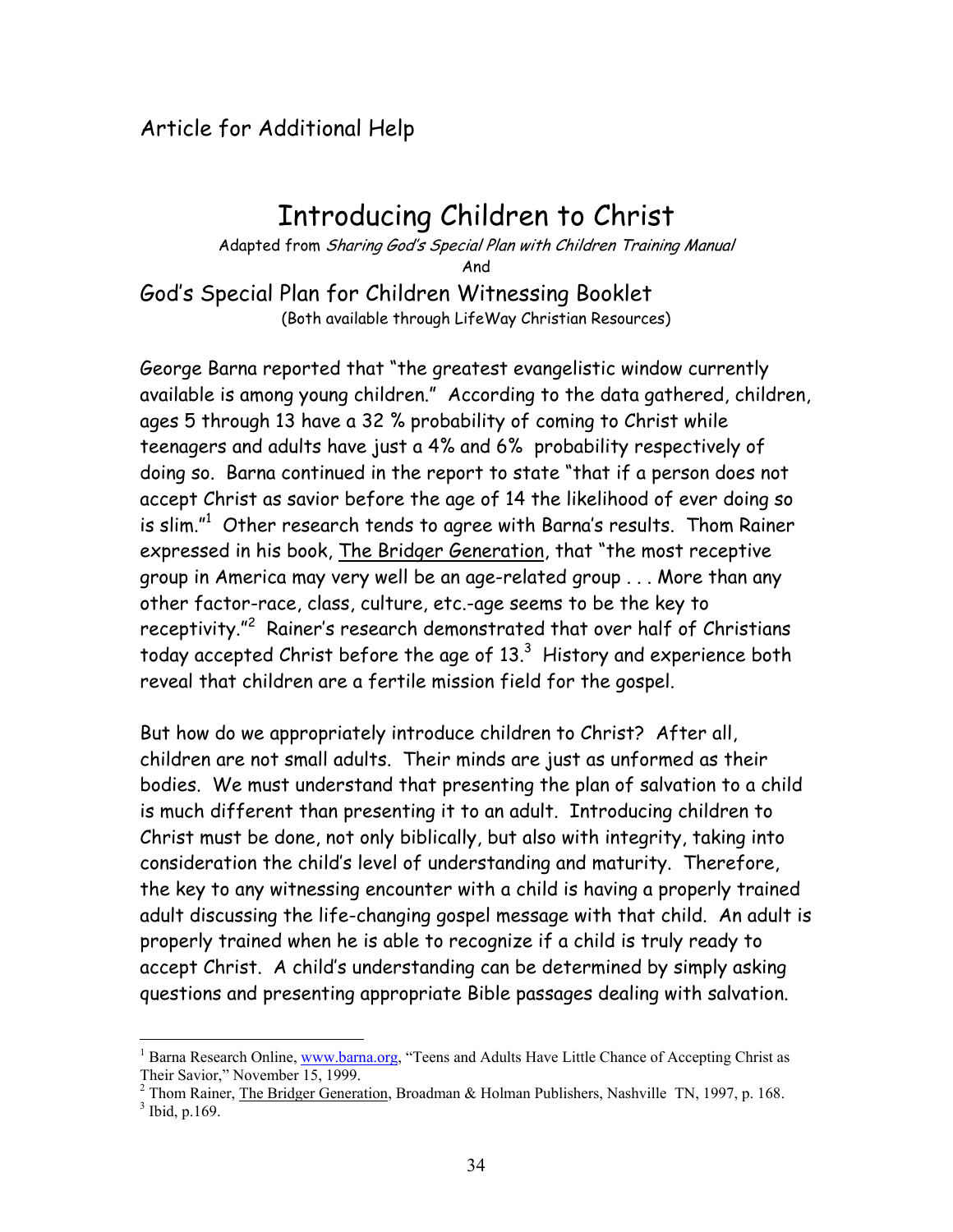Article for Additional Help

# Introducing Children to Christ

Adapted from *Sharing God's Special Plan with Children Training Manual*

And

God's Special Plan for Children Witnessing Booklet

(Both available through LifeWay Christian Resources)

George Barna reported that "the greatest evangelistic window currently available is among young children." According to the data gathered, children, ages 5 through 13 have a 32 % probability of coming to Christ while teenagers and adults have just a 4% and 6% probability respectively of doing so. Barna continued in the report to state "that if a person does not accept Christ as savior before the age of 14 the likelihood of ever doing so is slim."[1] Other research tends to agree with Barna's results. Thom Rainer expressed in his book, The Bridger Generation, that "the most receptive group in America may very well be an age-related group . . . More than any other factor-race, class, culture, etc.-age seems to be the key to receptivity."[2] Rainer's research demonstrated that over half of Christians today accepted Christ before the age of 13.[3] History and experience both reveal that children are a fertile mission field for the gospel.

But how do we appropriately introduce children to Christ? After all, children are not small adults. Their minds are just as unformed as their bodies. We must understand that presenting the plan of salvation to a child is much different than presenting it to an adult. Introducing children to Christ must be done, not only biblically, but also with integrity, taking into consideration the child's level of understanding and maturity. Therefore, the key to any witnessing encounter with a child is having a properly trained adult discussing the life-changing gospel message with that child. An adult is properly trained when he is able to recognize if a child is truly ready to accept Christ. A child's understanding can be determined by simply asking questions and presenting appropriate Bible passages dealing with salvation.

---

[1] Barna Research Online, www.barna.org, "Teens and Adults Have Little Chance of Accepting Christ as Their Savior," November 15, 1999.

[2] Thom Rainer, The Bridger Generation, Broadman & Holman Publishers, Nashville TN, 1997, p. 168.

[3] Ibid, p.169.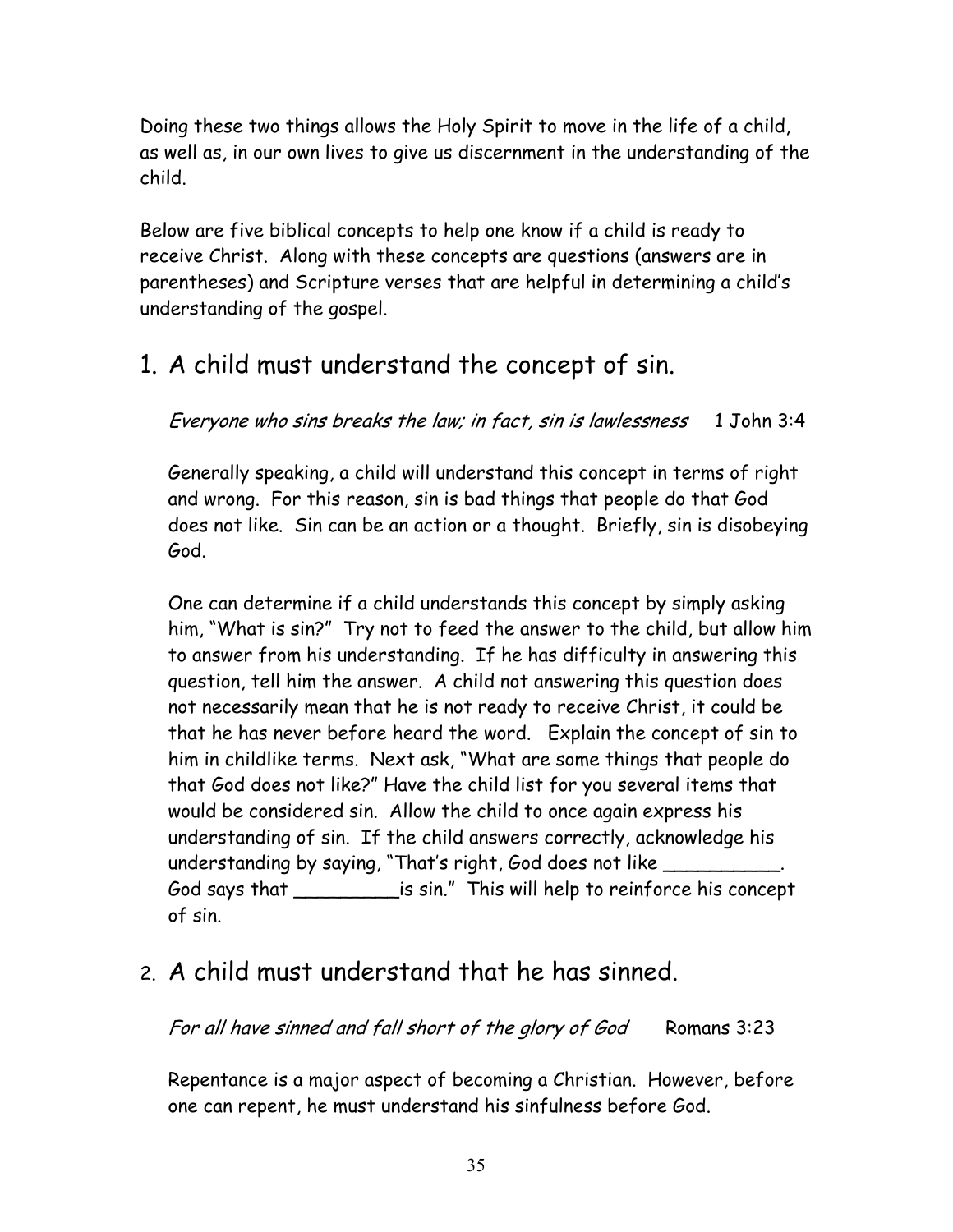Doing these two things allows the Holy Spirit to move in the life of a child, as well as, in our own lives to give us discernment in the understanding of the child.

Below are five biblical concepts to help one know if a child is ready to receive Christ. Along with these concepts are questions (answers are in parentheses) and Scripture verses that are helpful in determining a child's understanding of the gospel.

## 1. A child must understand the concept of sin.

*Everyone who sins breaks the law; in fact, sin is lawlessness* 1 John 3:4

Generally speaking, a child will understand this concept in terms of right and wrong. For this reason, sin is bad things that people do that God does not like. Sin can be an action or a thought. Briefly, sin is disobeying God.

One can determine if a child understands this concept by simply asking him, "What is sin?" Try not to feed the answer to the child, but allow him to answer from his understanding. If he has difficulty in answering this question, tell him the answer. A child not answering this question does not necessarily mean that he is not ready to receive Christ, it could be that he has never before heard the word. Explain the concept of sin to him in childlike terms. Next ask, "What are some things that people do that God does not like?" Have the child list for you several items that would be considered sin. Allow the child to once again express his understanding of sin. If the child answers correctly, acknowledge his understanding by saying, "That's right, God does not like __________. God says that _________is sin." This will help to reinforce his concept of sin.

## 2. A child must understand that he has sinned.

*For all have sinned and fall short of the glory of God* Romans 3:23

Repentance is a major aspect of becoming a Christian. However, before one can repent, he must understand his sinfulness before God.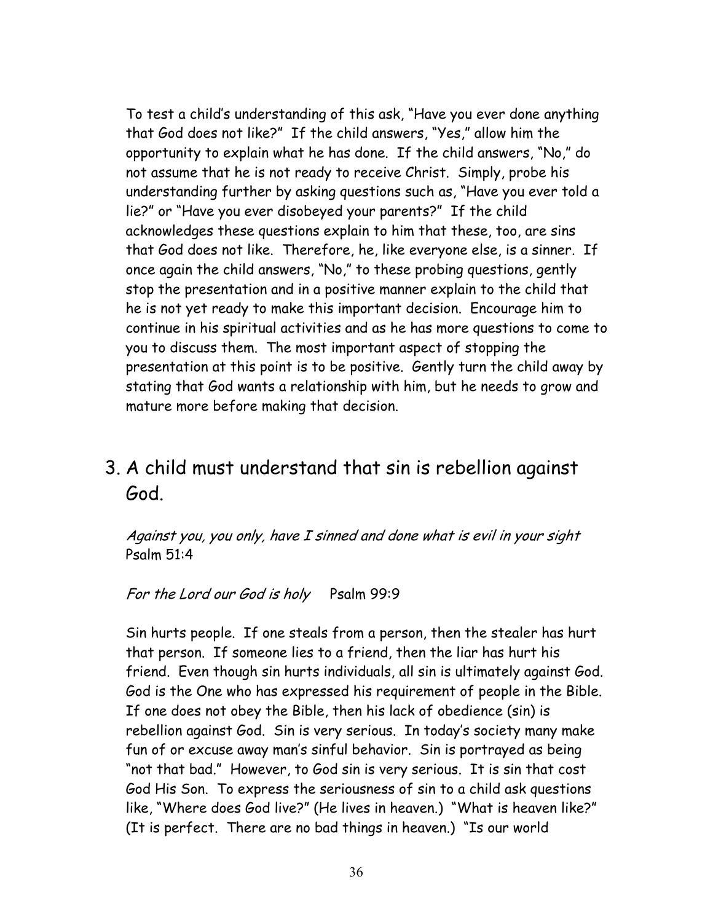To test a child's understanding of this ask, "Have you ever done anything that God does not like?" If the child answers, "Yes," allow him the opportunity to explain what he has done. If the child answers, "No," do not assume that he is not ready to receive Christ. Simply, probe his understanding further by asking questions such as, "Have you ever told a lie?" or "Have you ever disobeyed your parents?" If the child acknowledges these questions explain to him that these, too, are sins that God does not like. Therefore, he, like everyone else, is a sinner. If once again the child answers, "No," to these probing questions, gently stop the presentation and in a positive manner explain to the child that he is not yet ready to make this important decision. Encourage him to continue in his spiritual activities and as he has more questions to come to you to discuss them. The most important aspect of stopping the presentation at this point is to be positive. Gently turn the child away by stating that God wants a relationship with him, but he needs to grow and mature more before making that decision.

## 3. A child must understand that sin is rebellion against God.

*Against you, you only, have I sinned and done what is evil in your sight* Psalm 51:4

*For the Lord our God is holy* Psalm 99:9

Sin hurts people. If one steals from a person, then the stealer has hurt that person. If someone lies to a friend, then the liar has hurt his friend. Even though sin hurts individuals, all sin is ultimately against God. God is the One who has expressed his requirement of people in the Bible. If one does not obey the Bible, then his lack of obedience (sin) is rebellion against God. Sin is very serious. In today's society many make fun of or excuse away man's sinful behavior. Sin is portrayed as being "not that bad." However, to God sin is very serious. It is sin that cost God His Son. To express the seriousness of sin to a child ask questions like, "Where does God live?" (He lives in heaven.) "What is heaven like?" (It is perfect. There are no bad things in heaven.) "Is our world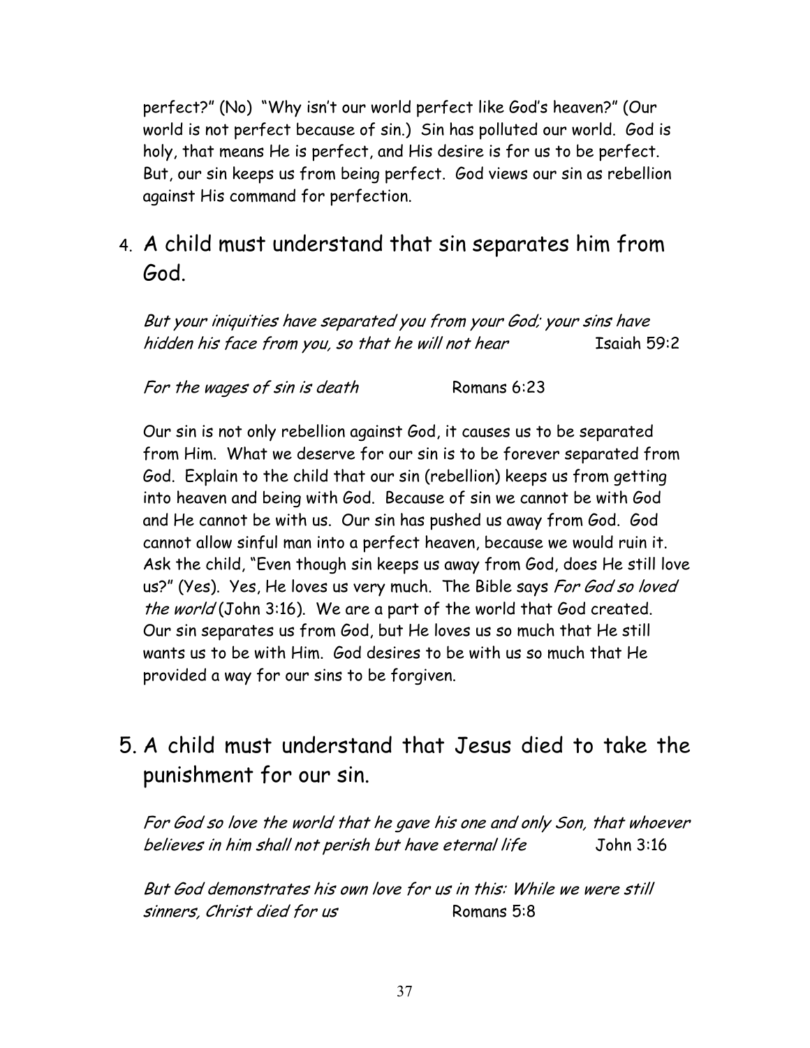perfect?" (No) "Why isn't our world perfect like God's heaven?" (Our world is not perfect because of sin.) Sin has polluted our world. God is holy, that means He is perfect, and His desire is for us to be perfect. But, our sin keeps us from being perfect. God views our sin as rebellion against His command for perfection.

## 4. A child must understand that sin separates him from God.

*But your iniquities have separated you from your God; your sins have hidden his face from you, so that he will not hear* Isaiah 59:2

*For the wages of sin is death* Romans 6:23

Our sin is not only rebellion against God, it causes us to be separated from Him. What we deserve for our sin is to be forever separated from God. Explain to the child that our sin (rebellion) keeps us from getting into heaven and being with God. Because of sin we cannot be with God and He cannot be with us. Our sin has pushed us away from God. God cannot allow sinful man into a perfect heaven, because we would ruin it. Ask the child, "Even though sin keeps us away from God, does He still love us?" (Yes). Yes, He loves us very much. The Bible says *For God so loved the world* (John 3:16). We are a part of the world that God created. Our sin separates us from God, but He loves us so much that He still wants us to be with Him. God desires to be with us so much that He provided a way for our sins to be forgiven.

## 5. A child must understand that Jesus died to take the punishment for our sin.

*For God so love the world that he gave his one and only Son, that whoever believes in him shall not perish but have eternal life* John 3:16

*But God demonstrates his own love for us in this: While we were still sinners, Christ died for us* Romans 5:8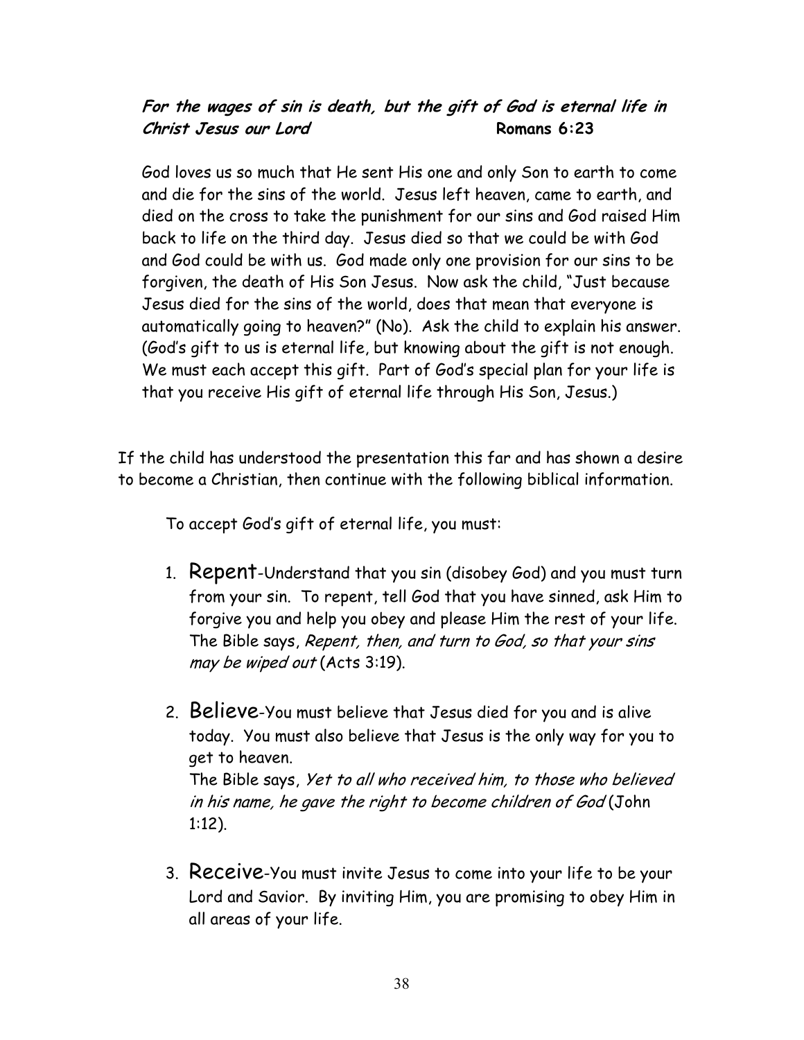***For the wages of sin is death, but the gift of God is eternal life in Christ Jesus our Lord*** **Romans 6:23**

God loves us so much that He sent His one and only Son to earth to come and die for the sins of the world. Jesus left heaven, came to earth, and died on the cross to take the punishment for our sins and God raised Him back to life on the third day. Jesus died so that we could be with God and God could be with us. God made only one provision for our sins to be forgiven, the death of His Son Jesus. Now ask the child, "Just because Jesus died for the sins of the world, does that mean that everyone is automatically going to heaven?" (No). Ask the child to explain his answer. (God's gift to us is eternal life, but knowing about the gift is not enough. We must each accept this gift. Part of God's special plan for your life is that you receive His gift of eternal life through His Son, Jesus.)

If the child has understood the presentation this far and has shown a desire to become a Christian, then continue with the following biblical information.

To accept God's gift of eternal life, you must:

1. Repent-Understand that you sin (disobey God) and you must turn from your sin. To repent, tell God that you have sinned, ask Him to forgive you and help you obey and please Him the rest of your life. The Bible says, *Repent, then, and turn to God, so that your sins may be wiped out* (Acts 3:19).

2. Believe-You must believe that Jesus died for you and is alive today. You must also believe that Jesus is the only way for you to get to heaven.
The Bible says, *Yet to all who received him, to those who believed in his name, he gave the right to become children of God* (John 1:12).

3. Receive-You must invite Jesus to come into your life to be your Lord and Savior. By inviting Him, you are promising to obey Him in all areas of your life.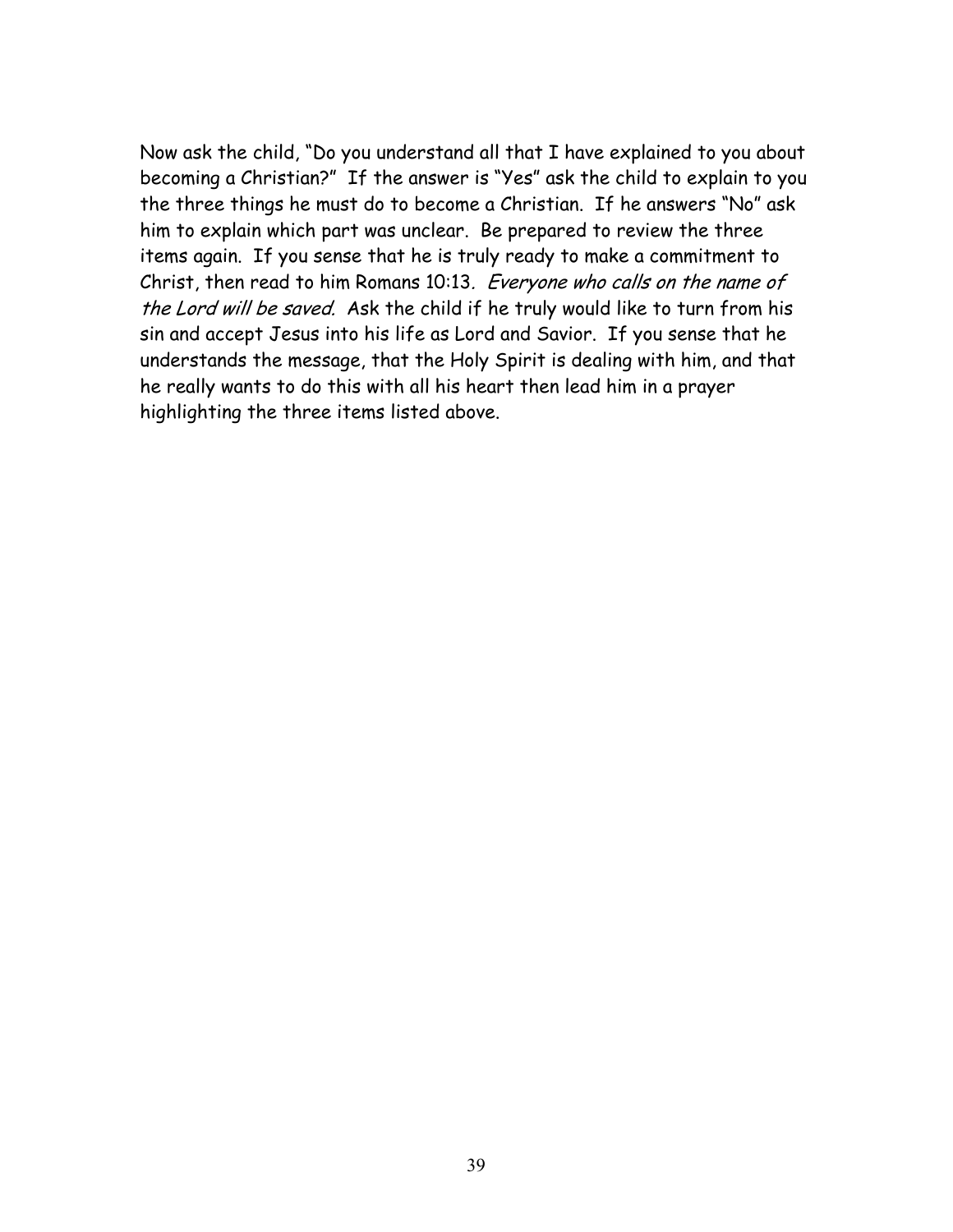Now ask the child, "Do you understand all that I have explained to you about becoming a Christian?" If the answer is "Yes" ask the child to explain to you the three things he must do to become a Christian. If he answers "No" ask him to explain which part was unclear. Be prepared to review the three items again. If you sense that he is truly ready to make a commitment to Christ, then read to him Romans 10:13. *Everyone who calls on the name of the Lord will be saved.* Ask the child if he truly would like to turn from his sin and accept Jesus into his life as Lord and Savior. If you sense that he understands the message, that the Holy Spirit is dealing with him, and that he really wants to do this with all his heart then lead him in a prayer highlighting the three items listed above.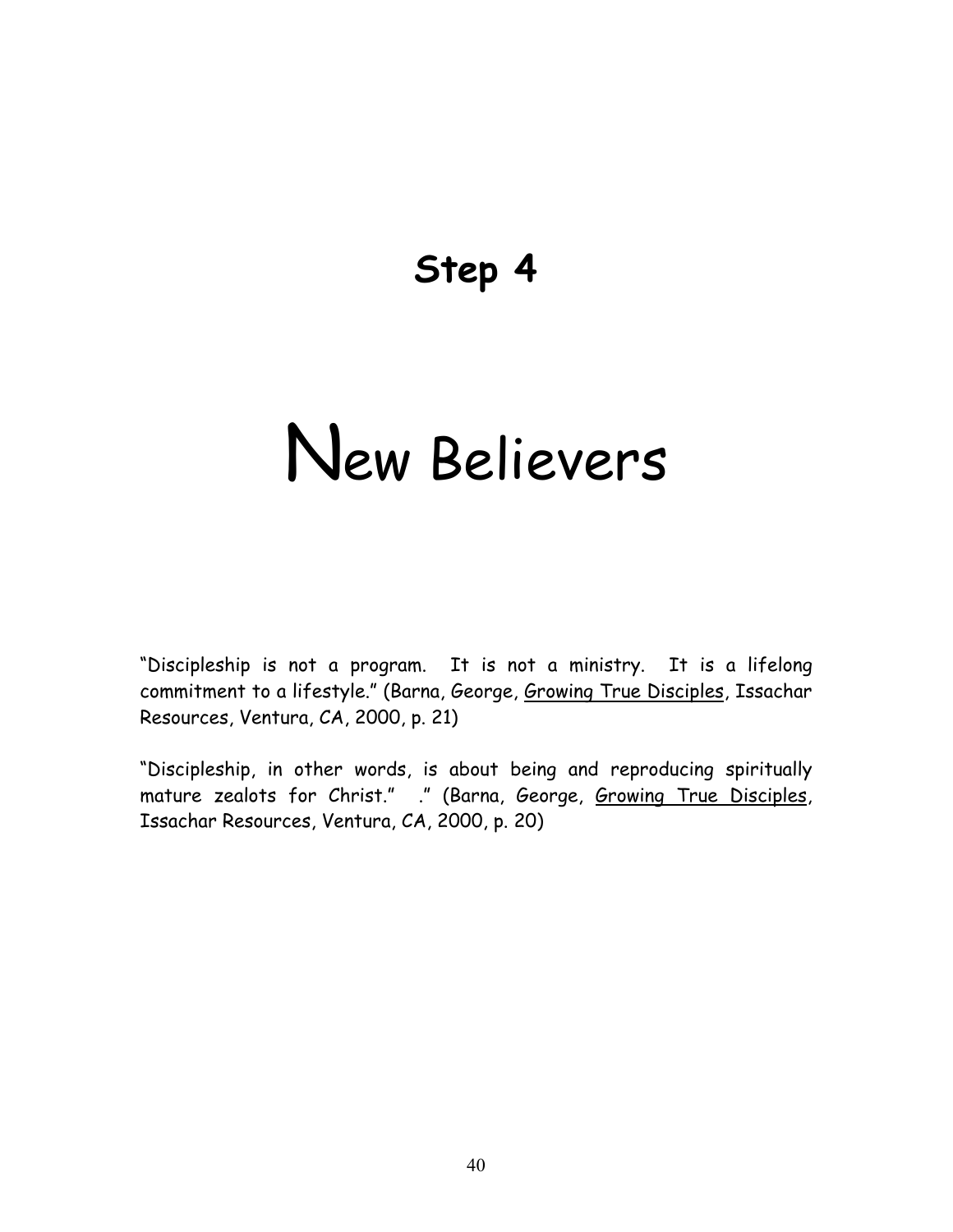# Step 4

# New Believers

"Discipleship is not a program. It is not a ministry. It is a lifelong commitment to a lifestyle." (Barna, George, Growing True Disciples, Issachar Resources, Ventura, CA, 2000, p. 21)

"Discipleship, in other words, is about being and reproducing spiritually mature zealots for Christ." ." (Barna, George, Growing True Disciples, Issachar Resources, Ventura, CA, 2000, p. 20)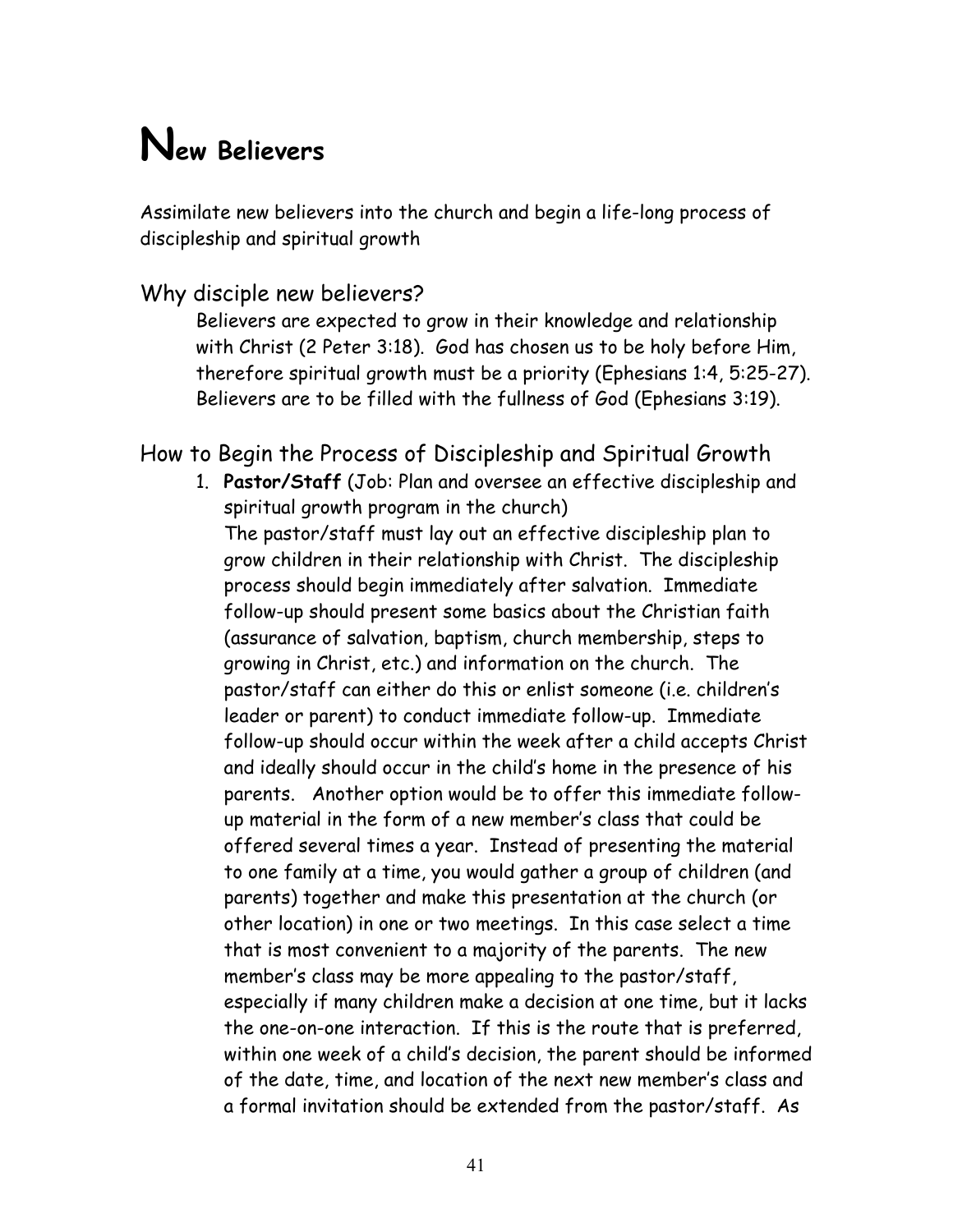# New Believers

Assimilate new believers into the church and begin a life-long process of discipleship and spiritual growth

## Why disciple new believers?

Believers are expected to grow in their knowledge and relationship with Christ (2 Peter 3:18). God has chosen us to be holy before Him, therefore spiritual growth must be a priority (Ephesians 1:4, 5:25-27). Believers are to be filled with the fullness of God (Ephesians 3:19).

## How to Begin the Process of Discipleship and Spiritual Growth

1. **Pastor/Staff** (Job: Plan and oversee an effective discipleship and spiritual growth program in the church)
   The pastor/staff must lay out an effective discipleship plan to grow children in their relationship with Christ. The discipleship process should begin immediately after salvation. Immediate follow-up should present some basics about the Christian faith (assurance of salvation, baptism, church membership, steps to growing in Christ, etc.) and information on the church. The pastor/staff can either do this or enlist someone (i.e. children's leader or parent) to conduct immediate follow-up. Immediate follow-up should occur within the week after a child accepts Christ and ideally should occur in the child's home in the presence of his parents. Another option would be to offer this immediate follow-up material in the form of a new member's class that could be offered several times a year. Instead of presenting the material to one family at a time, you would gather a group of children (and parents) together and make this presentation at the church (or other location) in one or two meetings. In this case select a time that is most convenient to a majority of the parents. The new member's class may be more appealing to the pastor/staff, especially if many children make a decision at one time, but it lacks the one-on-one interaction. If this is the route that is preferred, within one week of a child's decision, the parent should be informed of the date, time, and location of the next new member's class and a formal invitation should be extended from the pastor/staff. As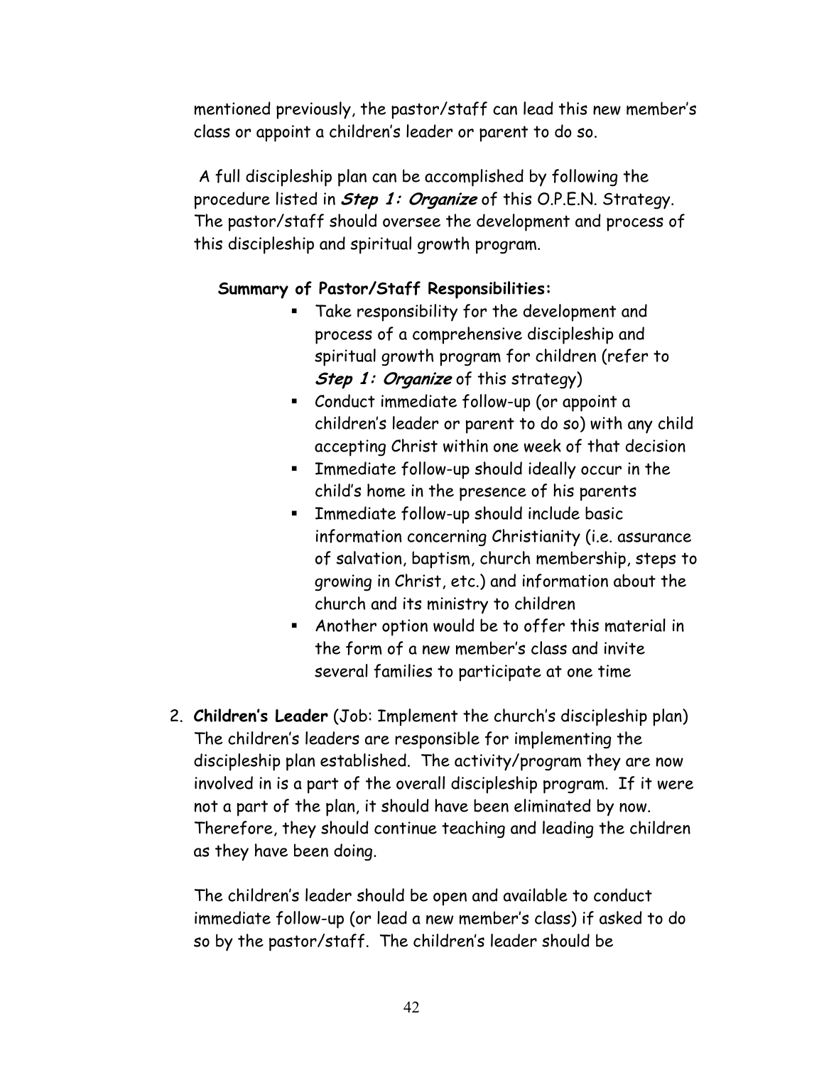mentioned previously, the pastor/staff can lead this new member's class or appoint a children's leader or parent to do so.

A full discipleship plan can be accomplished by following the procedure listed in ***Step 1: Organize*** of this O.P.E.N. Strategy. The pastor/staff should oversee the development and process of this discipleship and spiritual growth program.

**Summary of Pastor/Staff Responsibilities:**

- Take responsibility for the development and process of a comprehensive discipleship and spiritual growth program for children (refer to ***Step 1: Organize*** of this strategy)
- Conduct immediate follow-up (or appoint a children's leader or parent to do so) with any child accepting Christ within one week of that decision
- Immediate follow-up should ideally occur in the child's home in the presence of his parents
- Immediate follow-up should include basic information concerning Christianity (i.e. assurance of salvation, baptism, church membership, steps to growing in Christ, etc.) and information about the church and its ministry to children
- Another option would be to offer this material in the form of a new member's class and invite several families to participate at one time

2. **Children's Leader** (Job: Implement the church's discipleship plan) The children's leaders are responsible for implementing the discipleship plan established. The activity/program they are now involved in is a part of the overall discipleship program. If it were not a part of the plan, it should have been eliminated by now. Therefore, they should continue teaching and leading the children as they have been doing.

   The children's leader should be open and available to conduct immediate follow-up (or lead a new member's class) if asked to do so by the pastor/staff. The children's leader should be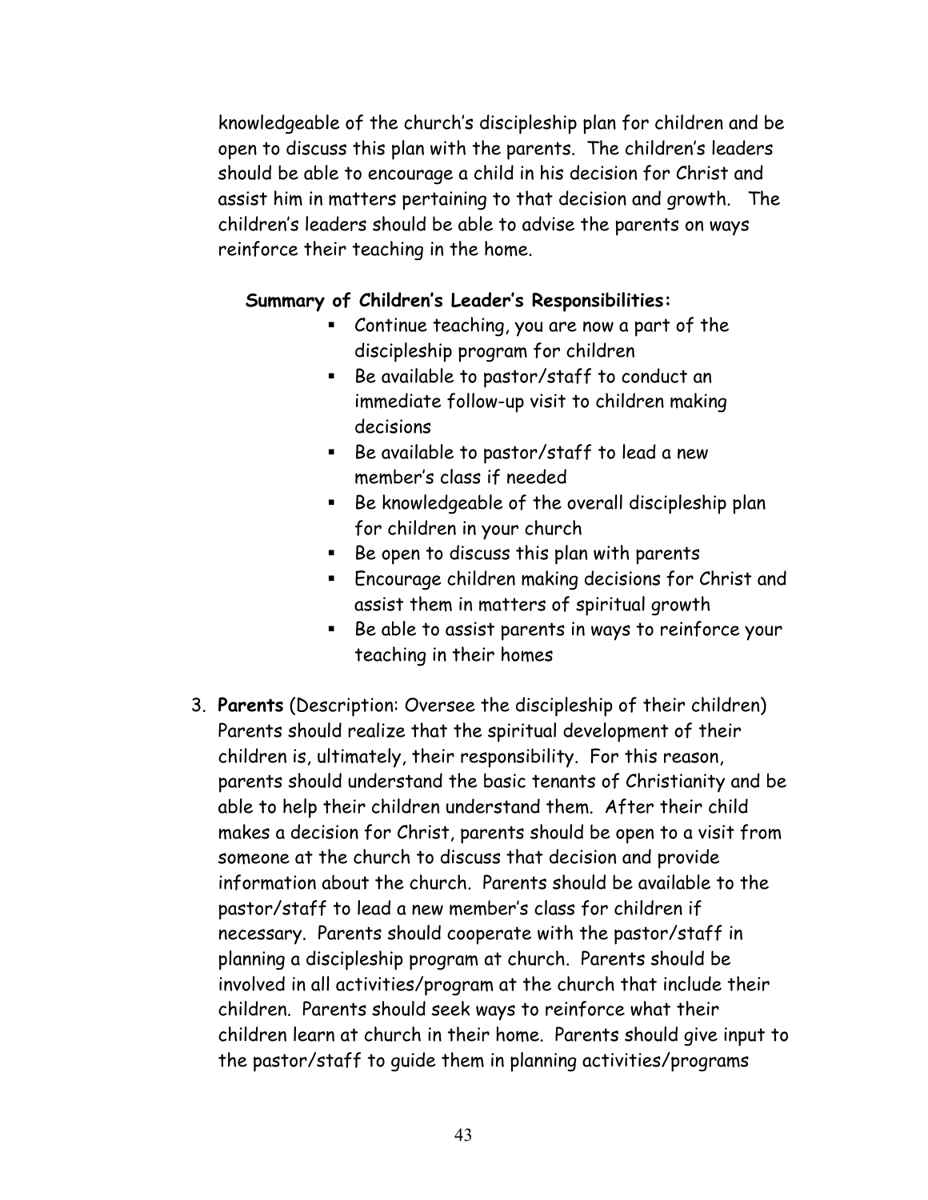knowledgeable of the church's discipleship plan for children and be open to discuss this plan with the parents. The children's leaders should be able to encourage a child in his decision for Christ and assist him in matters pertaining to that decision and growth. The children's leaders should be able to advise the parents on ways reinforce their teaching in the home.

**Summary of Children's Leader's Responsibilities:**

- Continue teaching, you are now a part of the discipleship program for children
- Be available to pastor/staff to conduct an immediate follow-up visit to children making decisions
- Be available to pastor/staff to lead a new member's class if needed
- Be knowledgeable of the overall discipleship plan for children in your church
- Be open to discuss this plan with parents
- Encourage children making decisions for Christ and assist them in matters of spiritual growth
- Be able to assist parents in ways to reinforce your teaching in their homes

3. **Parents** (Description: Oversee the discipleship of their children) Parents should realize that the spiritual development of their children is, ultimately, their responsibility. For this reason, parents should understand the basic tenants of Christianity and be able to help their children understand them. After their child makes a decision for Christ, parents should be open to a visit from someone at the church to discuss that decision and provide information about the church. Parents should be available to the pastor/staff to lead a new member's class for children if necessary. Parents should cooperate with the pastor/staff in planning a discipleship program at church. Parents should be involved in all activities/program at the church that include their children. Parents should seek ways to reinforce what their children learn at church in their home. Parents should give input to the pastor/staff to guide them in planning activities/programs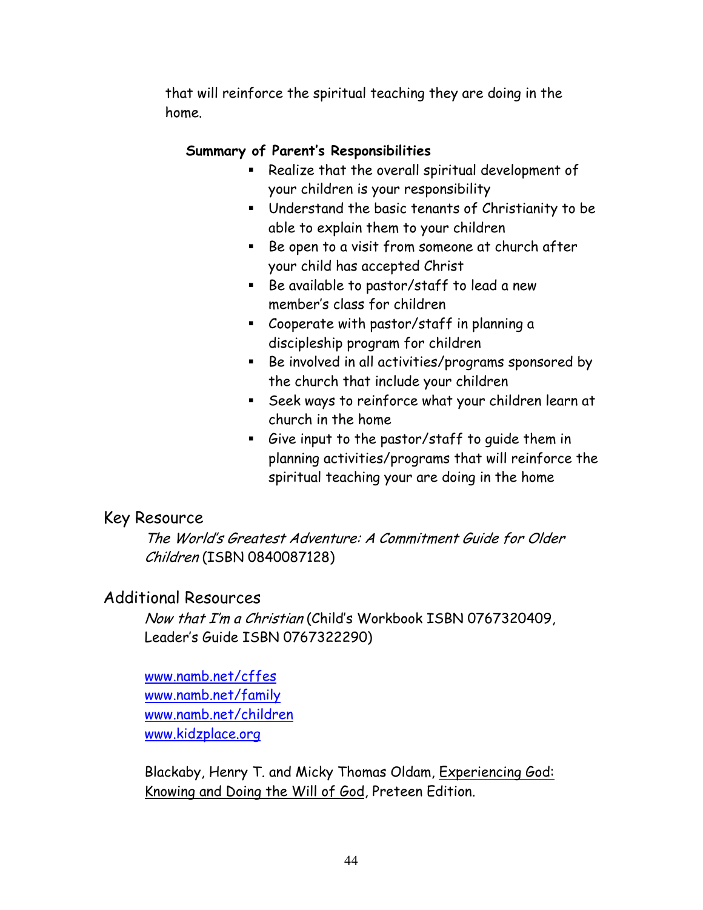that will reinforce the spiritual teaching they are doing in the home.

**Summary of Parent's Responsibilities**

- Realize that the overall spiritual development of your children is your responsibility
- Understand the basic tenants of Christianity to be able to explain them to your children
- Be open to a visit from someone at church after your child has accepted Christ
- Be available to pastor/staff to lead a new member's class for children
- Cooperate with pastor/staff in planning a discipleship program for children
- Be involved in all activities/programs sponsored by the church that include your children
- Seek ways to reinforce what your children learn at church in the home
- Give input to the pastor/staff to guide them in planning activities/programs that will reinforce the spiritual teaching your are doing in the home

## Key Resource

*The World's Greatest Adventure: A Commitment Guide for Older Children* (ISBN 0840087128)

## Additional Resources

*Now that I'm a Christian* (Child's Workbook ISBN 0767320409, Leader's Guide ISBN 0767322290)

www.namb.net/cffes
www.namb.net/family
www.namb.net/children
www.kidzplace.org

Blackaby, Henry T. and Micky Thomas Oldam, Experiencing God: Knowing and Doing the Will of God, Preteen Edition.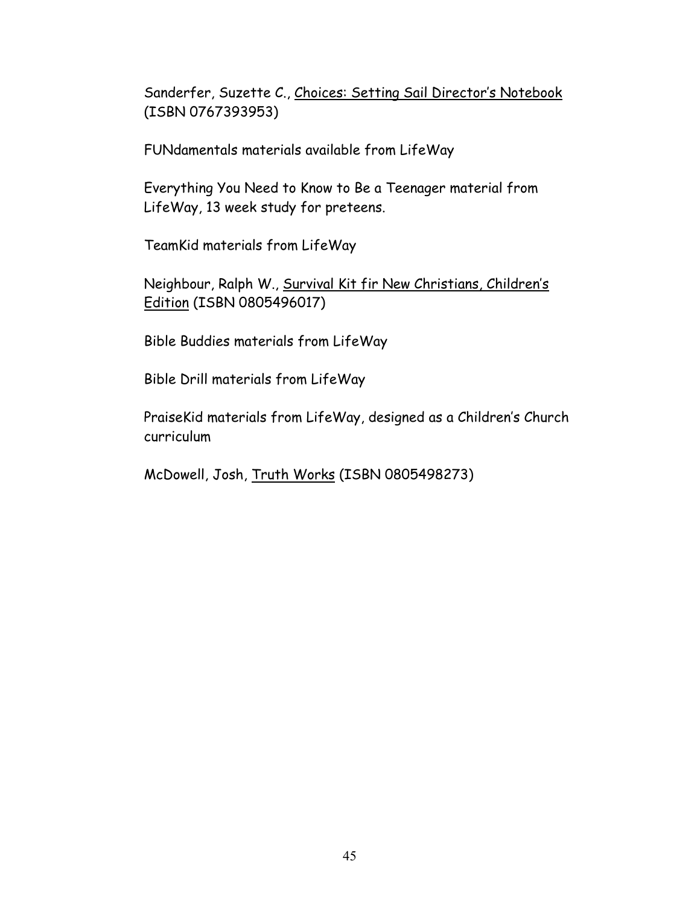Sanderfer, Suzette C., Choices: Setting Sail Director's Notebook (ISBN 0767393953)

FUNdamentals materials available from LifeWay

Everything You Need to Know to Be a Teenager material from LifeWay, 13 week study for preteens.

TeamKid materials from LifeWay

Neighbour, Ralph W., Survival Kit fir New Christians, Children's Edition (ISBN 0805496017)

Bible Buddies materials from LifeWay

Bible Drill materials from LifeWay

PraiseKid materials from LifeWay, designed as a Children's Church curriculum

McDowell, Josh, Truth Works (ISBN 0805498273)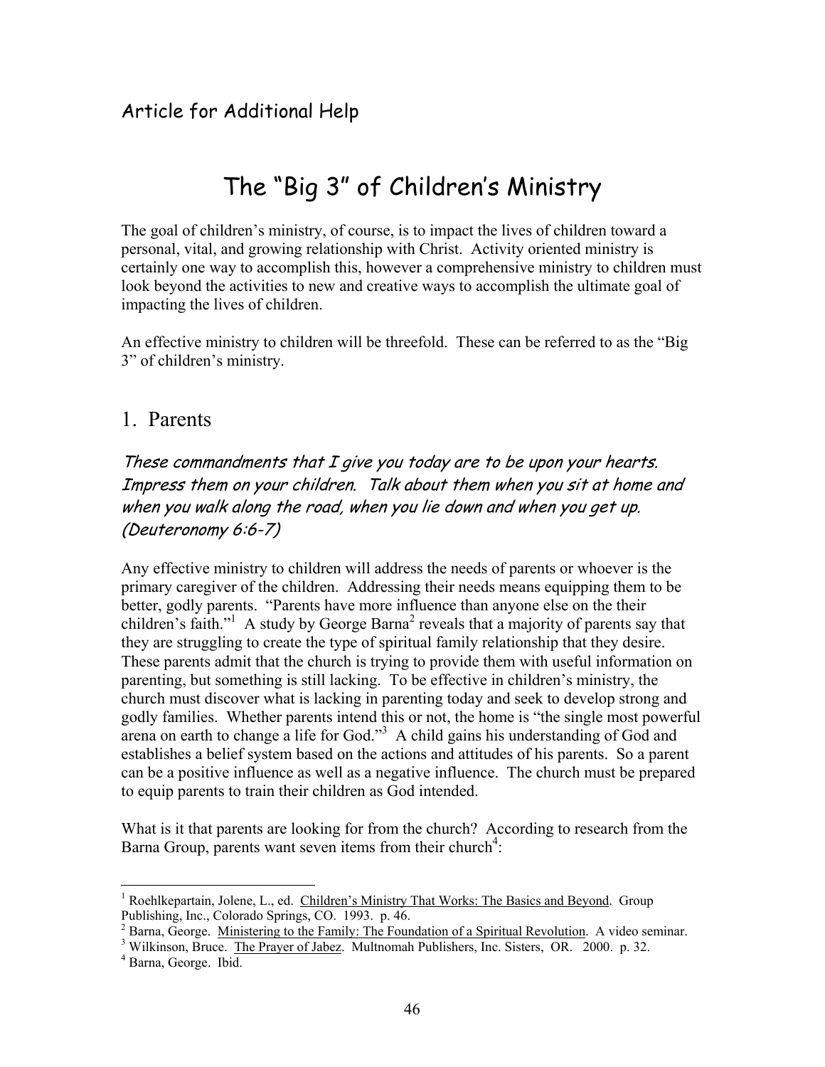Article for Additional Help

# The "Big 3" of Children's Ministry

The goal of children's ministry, of course, is to impact the lives of children toward a personal, vital, and growing relationship with Christ. Activity oriented ministry is certainly one way to accomplish this, however a comprehensive ministry to children must look beyond the activities to new and creative ways to accomplish the ultimate goal of impacting the lives of children.

An effective ministry to children will be threefold. These can be referred to as the "Big 3" of children's ministry.

## 1. Parents

*These commandments that I give you today are to be upon your hearts. Impress them on your children. Talk about them when you sit at home and when you walk along the road, when you lie down and when you get up. (Deuteronomy 6:6-7)*

Any effective ministry to children will address the needs of parents or whoever is the primary caregiver of the children. Addressing their needs means equipping them to be better, godly parents. "Parents have more influence than anyone else on the their children's faith."[1] A study by George Barna[2] reveals that a majority of parents say that they are struggling to create the type of spiritual family relationship that they desire. These parents admit that the church is trying to provide them with useful information on parenting, but something is still lacking. To be effective in children's ministry, the church must discover what is lacking in parenting today and seek to develop strong and godly families. Whether parents intend this or not, the home is "the single most powerful arena on earth to change a life for God."[3] A child gains his understanding of God and establishes a belief system based on the actions and attitudes of his parents. So a parent can be a positive influence as well as a negative influence. The church must be prepared to equip parents to train their children as God intended.

What is it that parents are looking for from the church? According to research from the Barna Group, parents want seven items from their church[4]:

---

[1] Roehlkepartain, Jolene, L., ed. Children's Ministry That Works: The Basics and Beyond. Group Publishing, Inc., Colorado Springs, CO. 1993. p. 46.

[2] Barna, George. Ministering to the Family: The Foundation of a Spiritual Revolution. A video seminar.

[3] Wilkinson, Bruce. The Prayer of Jabez. Multnomah Publishers, Inc. Sisters, OR. 2000. p. 32.

[4] Barna, George. Ibid.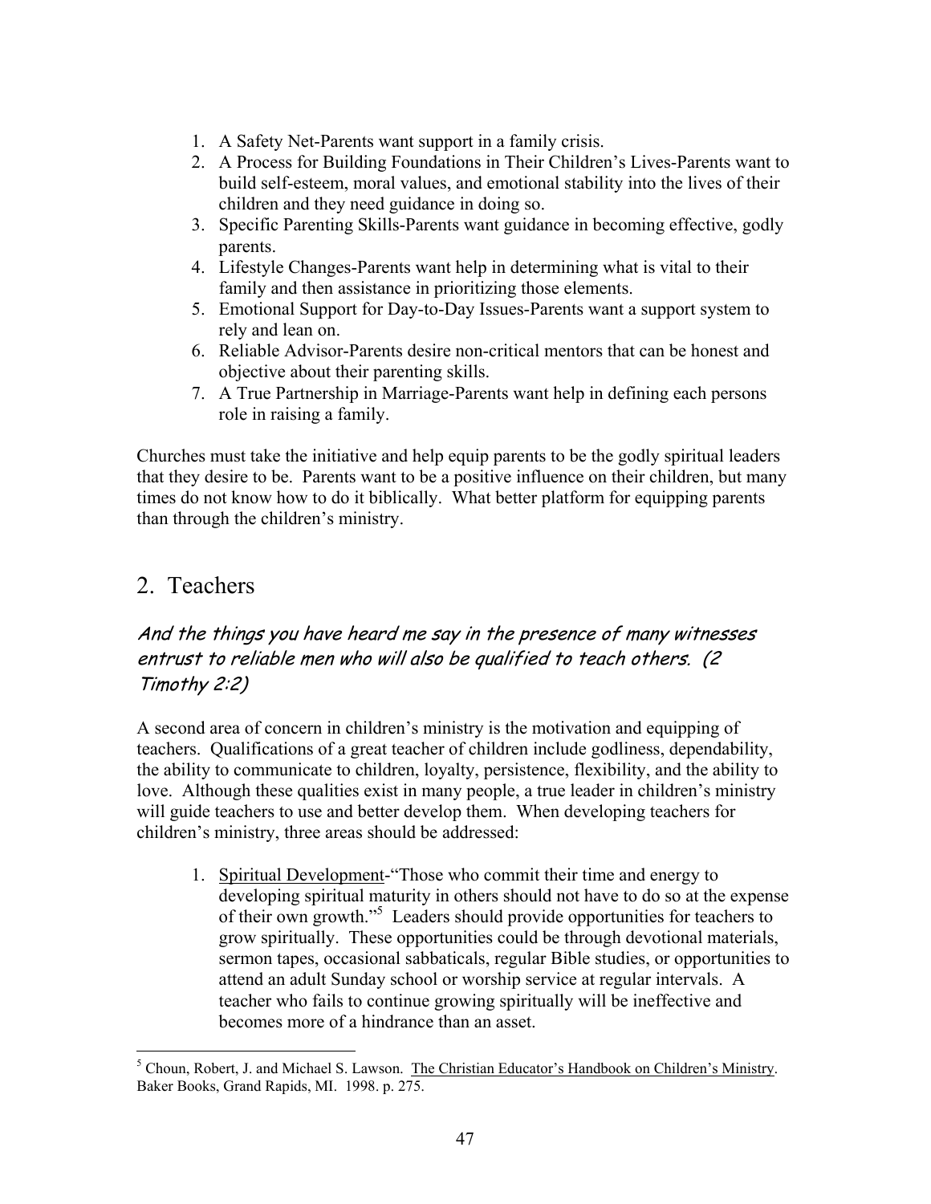1. A Safety Net-Parents want support in a family crisis.
2. A Process for Building Foundations in Their Children's Lives-Parents want to build self-esteem, moral values, and emotional stability into the lives of their children and they need guidance in doing so.
3. Specific Parenting Skills-Parents want guidance in becoming effective, godly parents.
4. Lifestyle Changes-Parents want help in determining what is vital to their family and then assistance in prioritizing those elements.
5. Emotional Support for Day-to-Day Issues-Parents want a support system to rely and lean on.
6. Reliable Advisor-Parents desire non-critical mentors that can be honest and objective about their parenting skills.
7. A True Partnership in Marriage-Parents want help in defining each persons role in raising a family.

Churches must take the initiative and help equip parents to be the godly spiritual leaders that they desire to be. Parents want to be a positive influence on their children, but many times do not know how to do it biblically. What better platform for equipping parents than through the children's ministry.

## 2. Teachers

*And the things you have heard me say in the presence of many witnesses entrust to reliable men who will also be qualified to teach others. (2 Timothy 2:2)*

A second area of concern in children's ministry is the motivation and equipping of teachers. Qualifications of a great teacher of children include godliness, dependability, the ability to communicate to children, loyalty, persistence, flexibility, and the ability to love. Although these qualities exist in many people, a true leader in children's ministry will guide teachers to use and better develop them. When developing teachers for children's ministry, three areas should be addressed:

1. Spiritual Development-"Those who commit their time and energy to developing spiritual maturity in others should not have to do so at the expense of their own growth."[5] Leaders should provide opportunities for teachers to grow spiritually. These opportunities could be through devotional materials, sermon tapes, occasional sabbaticals, regular Bible studies, or opportunities to attend an adult Sunday school or worship service at regular intervals. A teacher who fails to continue growing spiritually will be ineffective and becomes more of a hindrance than an asset.

---

[5] Choun, Robert, J. and Michael S. Lawson. The Christian Educator's Handbook on Children's Ministry. Baker Books, Grand Rapids, MI. 1998. p. 275.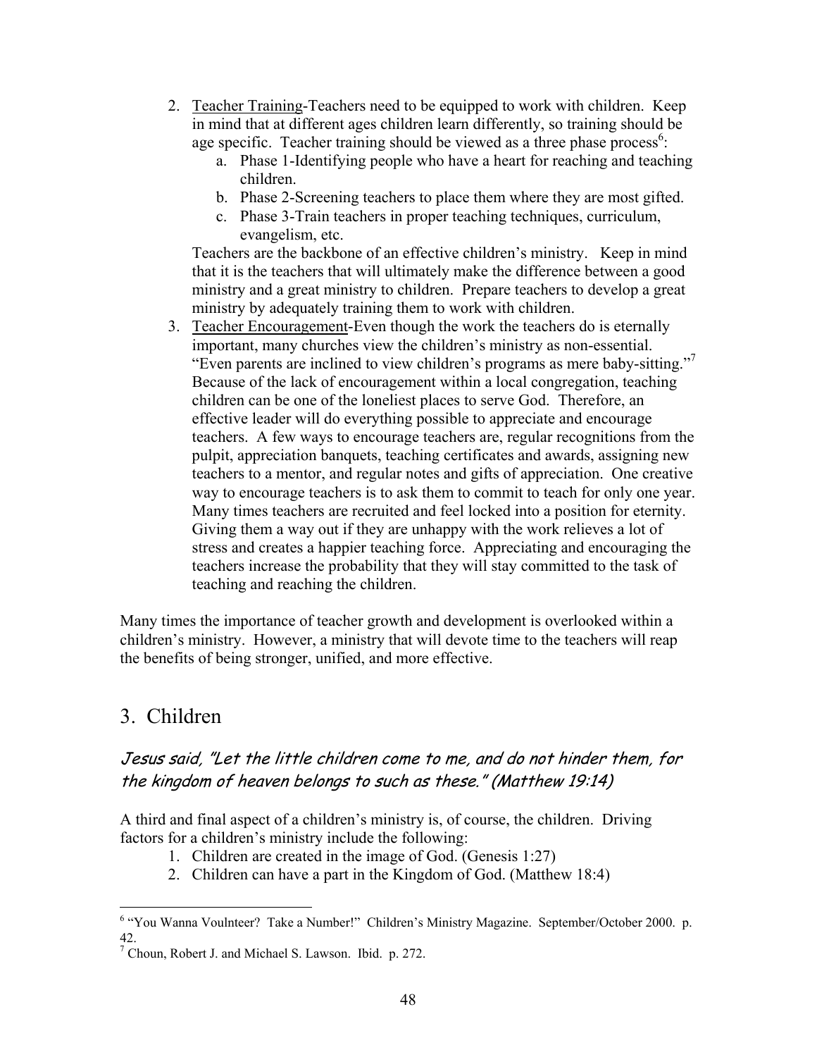2. <u>Teacher Training</u>-Teachers need to be equipped to work with children. Keep in mind that at different ages children learn differently, so training should be age specific. Teacher training should be viewed as a three phase process[6]:
    a. Phase 1-Identifying people who have a heart for reaching and teaching children.
    b. Phase 2-Screening teachers to place them where they are most gifted.
    c. Phase 3-Train teachers in proper teaching techniques, curriculum, evangelism, etc.

   Teachers are the backbone of an effective children's ministry. Keep in mind that it is the teachers that will ultimately make the difference between a good ministry and a great ministry to children. Prepare teachers to develop a great ministry by adequately training them to work with children.
3. <u>Teacher Encouragement</u>-Even though the work the teachers do is eternally important, many churches view the children's ministry as non-essential. "Even parents are inclined to view children's programs as mere baby-sitting."[7] Because of the lack of encouragement within a local congregation, teaching children can be one of the loneliest places to serve God. Therefore, an effective leader will do everything possible to appreciate and encourage teachers. A few ways to encourage teachers are, regular recognitions from the pulpit, appreciation banquets, teaching certificates and awards, assigning new teachers to a mentor, and regular notes and gifts of appreciation. One creative way to encourage teachers is to ask them to commit to teach for only one year. Many times teachers are recruited and feel locked into a position for eternity. Giving them a way out if they are unhappy with the work relieves a lot of stress and creates a happier teaching force. Appreciating and encouraging the teachers increase the probability that they will stay committed to the task of teaching and reaching the children.

Many times the importance of teacher growth and development is overlooked within a children's ministry. However, a ministry that will devote time to the teachers will reap the benefits of being stronger, unified, and more effective.

## 3. Children

### *Jesus said, "Let the little children come to me, and do not hinder them, for the kingdom of heaven belongs to such as these." (Matthew 19:14)*

A third and final aspect of a children's ministry is, of course, the children. Driving factors for a children's ministry include the following:

1. Children are created in the image of God. (Genesis 1:27)
2. Children can have a part in the Kingdom of God. (Matthew 18:4)

---

[6] "You Wanna Voulnteer? Take a Number!" Children's Ministry Magazine. September/October 2000. p. 42.

[7] Choun, Robert J. and Michael S. Lawson. Ibid. p. 272.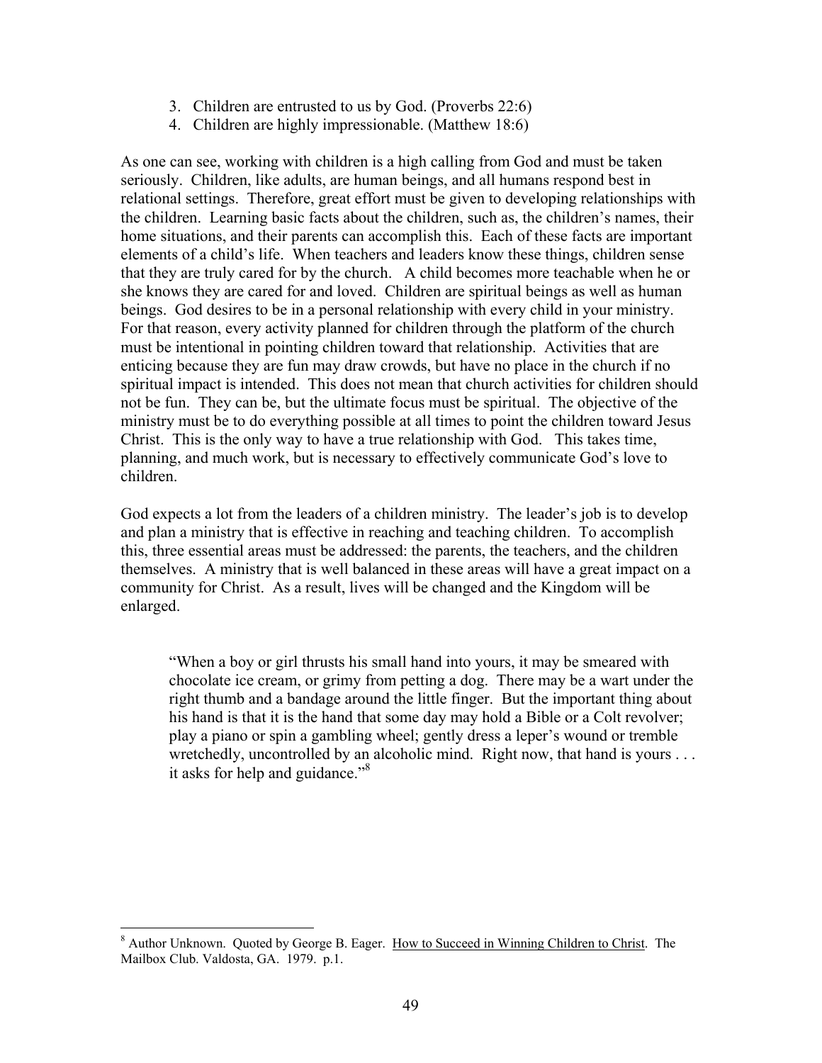3. Children are entrusted to us by God. (Proverbs 22:6)
4. Children are highly impressionable. (Matthew 18:6)

As one can see, working with children is a high calling from God and must be taken seriously. Children, like adults, are human beings, and all humans respond best in relational settings. Therefore, great effort must be given to developing relationships with the children. Learning basic facts about the children, such as, the children's names, their home situations, and their parents can accomplish this. Each of these facts are important elements of a child's life. When teachers and leaders know these things, children sense that they are truly cared for by the church. A child becomes more teachable when he or she knows they are cared for and loved. Children are spiritual beings as well as human beings. God desires to be in a personal relationship with every child in your ministry. For that reason, every activity planned for children through the platform of the church must be intentional in pointing children toward that relationship. Activities that are enticing because they are fun may draw crowds, but have no place in the church if no spiritual impact is intended. This does not mean that church activities for children should not be fun. They can be, but the ultimate focus must be spiritual. The objective of the ministry must be to do everything possible at all times to point the children toward Jesus Christ. This is the only way to have a true relationship with God. This takes time, planning, and much work, but is necessary to effectively communicate God's love to children.

God expects a lot from the leaders of a children ministry. The leader's job is to develop and plan a ministry that is effective in reaching and teaching children. To accomplish this, three essential areas must be addressed: the parents, the teachers, and the children themselves. A ministry that is well balanced in these areas will have a great impact on a community for Christ. As a result, lives will be changed and the Kingdom will be enlarged.

> "When a boy or girl thrusts his small hand into yours, it may be smeared with chocolate ice cream, or grimy from petting a dog. There may be a wart under the right thumb and a bandage around the little finger. But the important thing about his hand is that it is the hand that some day may hold a Bible or a Colt revolver; play a piano or spin a gambling wheel; gently dress a leper's wound or tremble wretchedly, uncontrolled by an alcoholic mind. Right now, that hand is yours . . . it asks for help and guidance."[8]

---

[8] Author Unknown. Quoted by George B. Eager. How to Succeed in Winning Children to Christ. The Mailbox Club. Valdosta, GA. 1979. p.1.